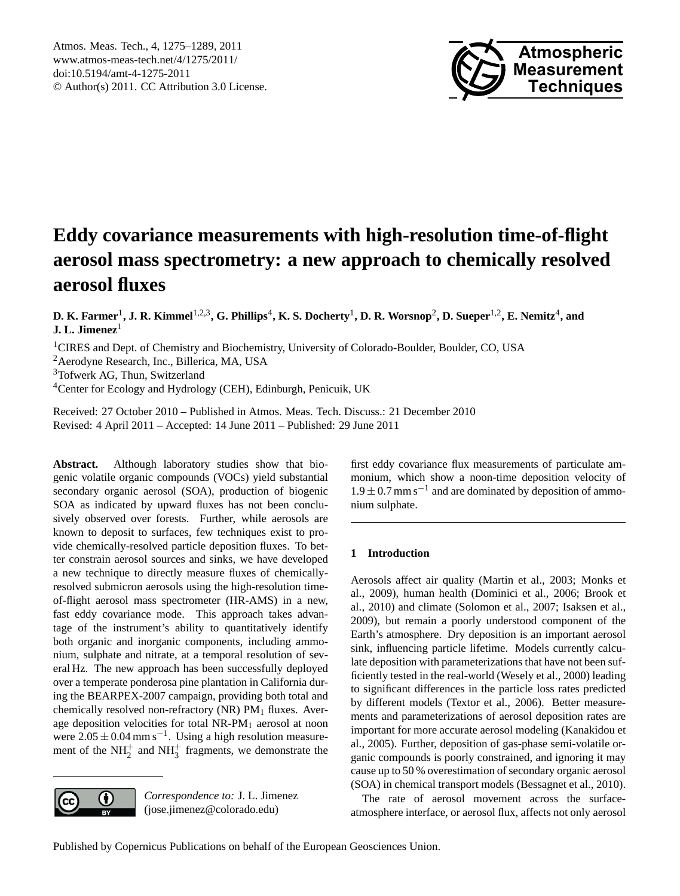# Eddy covariance measurements with high-resolution time-of-flight aerosol mass spectrometry: a new approach to chemically resolved aerosol fluxes

**D. K. Farmer[1], J. R. Kimmel[1,2,3], G. Phillips[4], K. S. Docherty[1], D. R. Worsnop[2], D. Sueper[1,2], E. Nemitz[4], and J. L. Jimenez[1]**

[1]CIRES and Dept. of Chemistry and Biochemistry, University of Colorado-Boulder, Boulder, CO, USA

[2]Aerodyne Research, Inc., Billerica, MA, USA

[3]Tofwerk AG, Thun, Switzerland

[4]Center for Ecology and Hydrology (CEH), Edinburgh, Penicuik, UK

Received: 27 October 2010 – Published in Atmos. Meas. Tech. Discuss.: 21 December 2010
Revised: 4 April 2011 – Accepted: 14 June 2011 – Published: 29 June 2011

**Abstract.** Although laboratory studies show that biogenic volatile organic compounds (VOCs) yield substantial secondary organic aerosol (SOA), production of biogenic SOA as indicated by upward fluxes has not been conclusively observed over forests. Further, while aerosols are known to deposit to surfaces, few techniques exist to provide chemically-resolved particle deposition fluxes. To better constrain aerosol sources and sinks, we have developed a new technique to directly measure fluxes of chemically-resolved submicron aerosols using the high-resolution time-of-flight aerosol mass spectrometer (HR-AMS) in a new, fast eddy covariance mode. This approach takes advantage of the instrument's ability to quantitatively identify both organic and inorganic components, including ammonium, sulphate and nitrate, at a temporal resolution of several Hz. The new approach has been successfully deployed over a temperate ponderosa pine plantation in California during the BEARPEX-2007 campaign, providing both total and chemically resolved non-refractory (NR) $PM_1$ fluxes. Average deposition velocities for total NR-$PM_1$ aerosol at noon were $2.05 \pm 0.04\,\mathrm{mm\,s^{-1}}$. Using a high resolution measurement of the $NH_2^+$ and $NH_3^+$ fragments, we demonstrate the first eddy covariance flux measurements of particulate ammonium, which show a noon-time deposition velocity of $1.9 \pm 0.7\,\mathrm{mm\,s^{-1}}$ and are dominated by deposition of ammonium sulphate.

## 1 Introduction

Aerosols affect air quality (Martin et al., 2003; Monks et al., 2009), human health (Dominici et al., 2006; Brook et al., 2010) and climate (Solomon et al., 2007; Isaksen et al., 2009), but remain a poorly understood component of the Earth's atmosphere. Dry deposition is an important aerosol sink, influencing particle lifetime. Models currently calculate deposition with parameterizations that have not been sufficiently tested in the real-world (Wesely et al., 2000) leading to significant differences in the particle loss rates predicted by different models (Textor et al., 2006). Better measurements and parameterizations of aerosol deposition rates are important for more accurate aerosol modeling (Kanakidou et al., 2005). Further, deposition of gas-phase semi-volatile organic compounds is poorly constrained, and ignoring it may cause up to 50 % overestimation of secondary organic aerosol (SOA) in chemical transport models (Bessagnet et al., 2010).

The rate of aerosol movement across the surface-atmosphere interface, or aerosol flux, affects not only aerosol

*Correspondence to:* J. L. Jimenez (jose.jimenez@colorado.edu)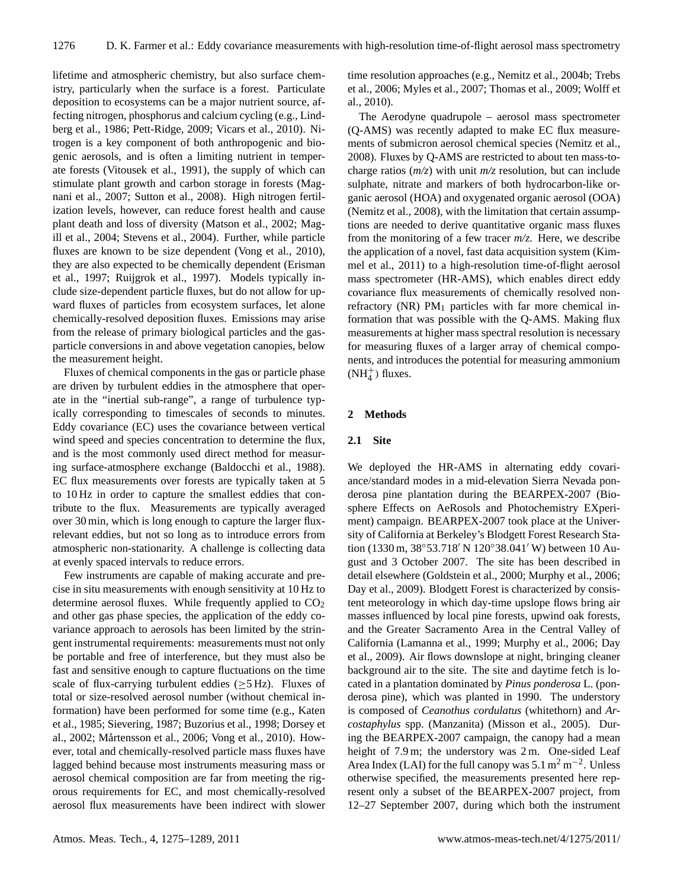lifetime and atmospheric chemistry, but also surface chemistry, particularly when the surface is a forest. Particulate deposition to ecosystems can be a major nutrient source, affecting nitrogen, phosphorus and calcium cycling (e.g., Lindberg et al., 1986; Pett-Ridge, 2009; Vicars et al., 2010). Nitrogen is a key component of both anthropogenic and biogenic aerosols, and is often a limiting nutrient in temperate forests (Vitousek et al., 1991), the supply of which can stimulate plant growth and carbon storage in forests (Magnani et al., 2007; Sutton et al., 2008). High nitrogen fertilization levels, however, can reduce forest health and cause plant death and loss of diversity (Matson et al., 2002; Magill et al., 2004; Stevens et al., 2004). Further, while particle fluxes are known to be size dependent (Vong et al., 2010), they are also expected to be chemically dependent (Erisman et al., 1997; Ruijgrok et al., 1997). Models typically include size-dependent particle fluxes, but do not allow for upward fluxes of particles from ecosystem surfaces, let alone chemically-resolved deposition fluxes. Emissions may arise from the release of primary biological particles and the gas-particle conversions in and above vegetation canopies, below the measurement height.

Fluxes of chemical components in the gas or particle phase are driven by turbulent eddies in the atmosphere that operate in the "inertial sub-range", a range of turbulence typically corresponding to timescales of seconds to minutes. Eddy covariance (EC) uses the covariance between vertical wind speed and species concentration to determine the flux, and is the most commonly used direct method for measuring surface-atmosphere exchange (Baldocchi et al., 1988). EC flux measurements over forests are typically taken at 5 to 10 Hz in order to capture the smallest eddies that contribute to the flux. Measurements are typically averaged over 30 min, which is long enough to capture the larger flux-relevant eddies, but not so long as to introduce errors from atmospheric non-stationarity. A challenge is collecting data at evenly spaced intervals to reduce errors.

Few instruments are capable of making accurate and precise in situ measurements with enough sensitivity at 10 Hz to determine aerosol fluxes. While frequently applied to $CO_2$ and other gas phase species, the application of the eddy covariance approach to aerosols has been limited by the stringent instrumental requirements: measurements must not only be portable and free of interference, but they must also be fast and sensitive enough to capture fluctuations on the time scale of flux-carrying turbulent eddies ($\geq$5 Hz). Fluxes of total or size-resolved aerosol number (without chemical information) have been performed for some time (e.g., Katen et al., 1985; Sievering, 1987; Buzorius et al., 1998; Dorsey et al., 2002; Mårtensson et al., 2006; Vong et al., 2010). However, total and chemically-resolved particle mass fluxes have lagged behind because most instruments measuring mass or aerosol chemical composition are far from meeting the rigorous requirements for EC, and most chemically-resolved aerosol flux measurements have been indirect with slower time resolution approaches (e.g., Nemitz et al., 2004b; Trebs et al., 2006; Myles et al., 2007; Thomas et al., 2009; Wolff et al., 2010).

The Aerodyne quadrupole – aerosol mass spectrometer (Q-AMS) was recently adapted to make EC flux measurements of submicron aerosol chemical species (Nemitz et al., 2008). Fluxes by Q-AMS are restricted to about ten mass-to-charge ratios (*m/z*) with unit *m/z* resolution, but can include sulphate, nitrate and markers of both hydrocarbon-like organic aerosol (HOA) and oxygenated organic aerosol (OOA) (Nemitz et al., 2008), with the limitation that certain assumptions are needed to derive quantitative organic mass fluxes from the monitoring of a few tracer *m/z*. Here, we describe the application of a novel, fast data acquisition system (Kimmel et al., 2011) to a high-resolution time-of-flight aerosol mass spectrometer (HR-AMS), which enables direct eddy covariance flux measurements of chemically resolved non-refractory (NR) $PM_1$ particles with far more chemical information that was possible with the Q-AMS. Making flux measurements at higher mass spectral resolution is necessary for measuring fluxes of a larger array of chemical components, and introduces the potential for measuring ammonium ($NH_4^+$) fluxes.

## 2 Methods

### 2.1 Site

We deployed the HR-AMS in alternating eddy covariance/standard modes in a mid-elevation Sierra Nevada ponderosa pine plantation during the BEARPEX-2007 (Biosphere Effects on AeRosols and Photochemistry EXperiment) campaign. BEARPEX-2007 took place at the University of California at Berkeley's Blodgett Forest Research Station (1330 m, 38°53.718′ N 120°38.041′ W) between 10 August and 3 October 2007. The site has been described in detail elsewhere (Goldstein et al., 2000; Murphy et al., 2006; Day et al., 2009). Blodgett Forest is characterized by consistent meteorology in which day-time upslope flows bring air masses influenced by local pine forests, upwind oak forests, and the Greater Sacramento Area in the Central Valley of California (Lamanna et al., 1999; Murphy et al., 2006; Day et al., 2009). Air flows downslope at night, bringing cleaner background air to the site. The site and daytime fetch is located in a plantation dominated by *Pinus ponderosa* L. (ponderosa pine), which was planted in 1990. The understory is composed of *Ceanothus cordulatus* (whitethorn) and *Arcostaphylus* spp. (Manzanita) (Misson et al., 2005). During the BEARPEX-2007 campaign, the canopy had a mean height of 7.9 m; the understory was 2 m. One-sided Leaf Area Index (LAI) for the full canopy was 5.1 $m^2\,m^{-2}$. Unless otherwise specified, the measurements presented here represent only a subset of the BEARPEX-2007 project, from 12–27 September 2007, during which both the instrument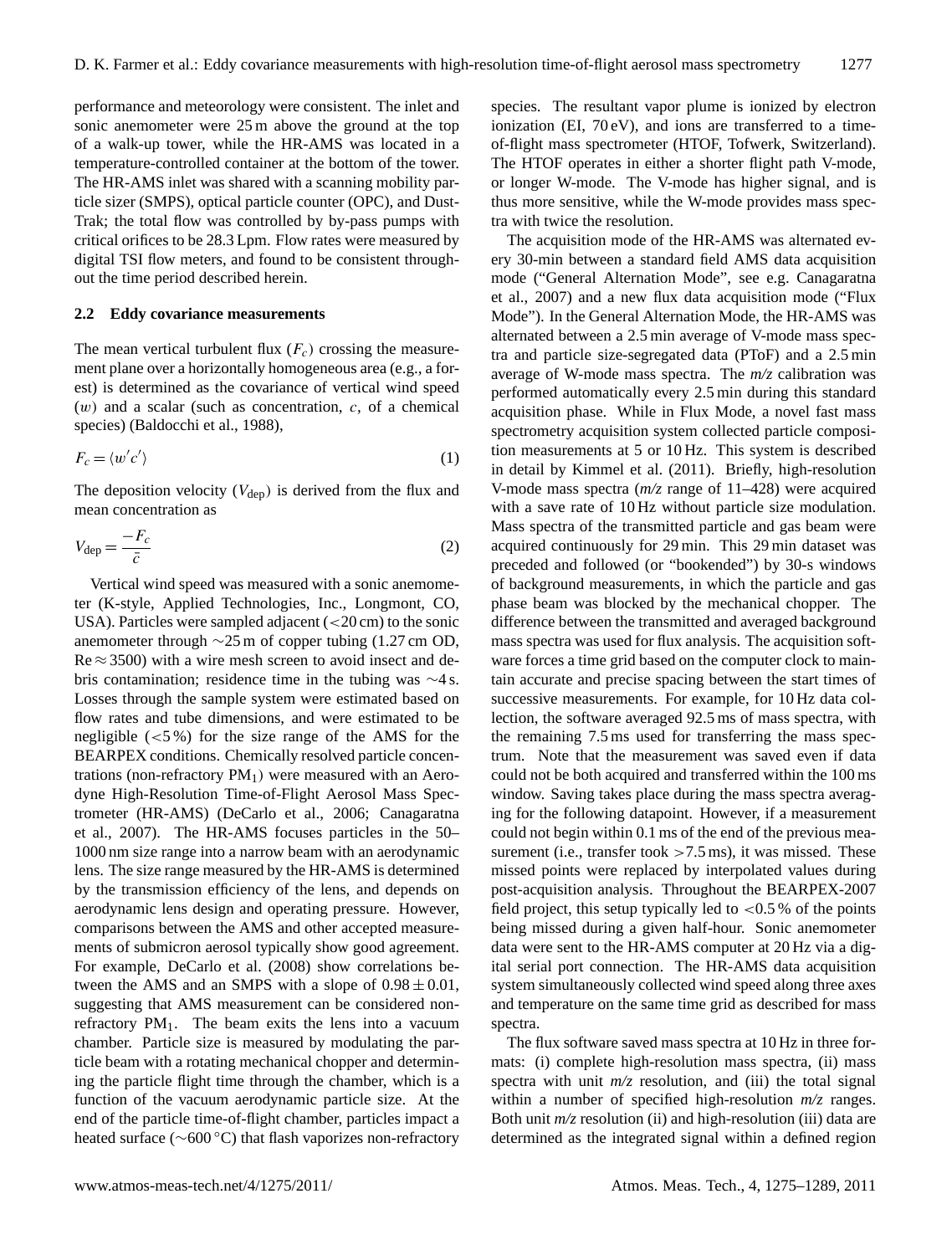performance and meteorology were consistent. The inlet and sonic anemometer were 25 m above the ground at the top of a walk-up tower, while the HR-AMS was located in a temperature-controlled container at the bottom of the tower. The HR-AMS inlet was shared with a scanning mobility particle sizer (SMPS), optical particle counter (OPC), and Dust-Trak; the total flow was controlled by by-pass pumps with critical orifices to be 28.3 Lpm. Flow rates were measured by digital TSI flow meters, and found to be consistent throughout the time period described herein.

### 2.2 Eddy covariance measurements

The mean vertical turbulent flux ($F_c$) crossing the measurement plane over a horizontally homogeneous area (e.g., a forest) is determined as the covariance of vertical wind speed ($w$) and a scalar (such as concentration, $c$, of a chemical species) (Baldocchi et al., 1988),

$$F_c = \langle w'c' \rangle \tag{1}$$

The deposition velocity ($V_{\text{dep}}$) is derived from the flux and mean concentration as

$$V_{\text{dep}} = \frac{-F_c}{\bar{c}} \tag{2}$$

Vertical wind speed was measured with a sonic anemometer (K-style, Applied Technologies, Inc., Longmont, CO, USA). Particles were sampled adjacent (<20 cm) to the sonic anemometer through ~25 m of copper tubing (1.27 cm OD, $Re \approx 3500$) with a wire mesh screen to avoid insect and debris contamination; residence time in the tubing was ~4 s. Losses through the sample system were estimated based on flow rates and tube dimensions, and were estimated to be negligible (<5 %) for the size range of the AMS for the BEARPEX conditions. Chemically resolved particle concentrations (non-refractory $PM_1$) were measured with an Aerodyne High-Resolution Time-of-Flight Aerosol Mass Spectrometer (HR-AMS) (DeCarlo et al., 2006; Canagaratna et al., 2007). The HR-AMS focuses particles in the 50–1000 nm size range into a narrow beam with an aerodynamic lens. The size range measured by the HR-AMS is determined by the transmission efficiency of the lens, and depends on aerodynamic lens design and operating pressure. However, comparisons between the AMS and other accepted measurements of submicron aerosol typically show good agreement. For example, DeCarlo et al. (2008) show correlations between the AMS and an SMPS with a slope of $0.98 \pm 0.01$, suggesting that AMS measurement can be considered non-refractory $PM_1$. The beam exits the lens into a vacuum chamber. Particle size is measured by modulating the particle beam with a rotating mechanical chopper and determining the particle flight time through the chamber, which is a function of the vacuum aerodynamic particle size. At the end of the particle time-of-flight chamber, particles impact a heated surface (~600 °C) that flash vaporizes non-refractory species. The resultant vapor plume is ionized by electron ionization (EI, 70 eV), and ions are transferred to a time-of-flight mass spectrometer (HTOF, Tofwerk, Switzerland). The HTOF operates in either a shorter flight path V-mode, or longer W-mode. The V-mode has higher signal, and is thus more sensitive, while the W-mode provides mass spectra with twice the resolution.

The acquisition mode of the HR-AMS was alternated every 30-min between a standard field AMS data acquisition mode ("General Alternation Mode", see e.g. Canagaratna et al., 2007) and a new flux data acquisition mode ("Flux Mode"). In the General Alternation Mode, the HR-AMS was alternated between a 2.5 min average of V-mode mass spectra and particle size-segregated data (PToF) and a 2.5 min average of W-mode mass spectra. The *m/z* calibration was performed automatically every 2.5 min during this standard acquisition phase. While in Flux Mode, a novel fast mass spectrometry acquisition system collected particle composition measurements at 5 or 10 Hz. This system is described in detail by Kimmel et al. (2011). Briefly, high-resolution V-mode mass spectra (*m/z* range of 11–428) were acquired with a save rate of 10 Hz without particle size modulation. Mass spectra of the transmitted particle and gas beam were acquired continuously for 29 min. This 29 min dataset was preceded and followed (or "bookended") by 30-s windows of background measurements, in which the particle and gas phase beam was blocked by the mechanical chopper. The difference between the transmitted and averaged background mass spectra was used for flux analysis. The acquisition software forces a time grid based on the computer clock to maintain accurate and precise spacing between the start times of successive measurements. For example, for 10 Hz data collection, the software averaged 92.5 ms of mass spectra, with the remaining 7.5 ms used for transferring the mass spectrum. Note that the measurement was saved even if data could not be both acquired and transferred within the 100 ms window. Saving takes place during the mass spectra averaging for the following datapoint. However, if a measurement could not begin within 0.1 ms of the end of the previous measurement (i.e., transfer took >7.5 ms), it was missed. These missed points were replaced by interpolated values during post-acquisition analysis. Throughout the BEARPEX-2007 field project, this setup typically led to <0.5 % of the points being missed during a given half-hour. Sonic anemometer data were sent to the HR-AMS computer at 20 Hz via a digital serial port connection. The HR-AMS data acquisition system simultaneously collected wind speed along three axes and temperature on the same time grid as described for mass spectra.

The flux software saved mass spectra at 10 Hz in three formats: (i) complete high-resolution mass spectra, (ii) mass spectra with unit *m/z* resolution, and (iii) the total signal within a number of specified high-resolution *m/z* ranges. Both unit *m/z* resolution (ii) and high-resolution (iii) data are determined as the integrated signal within a defined region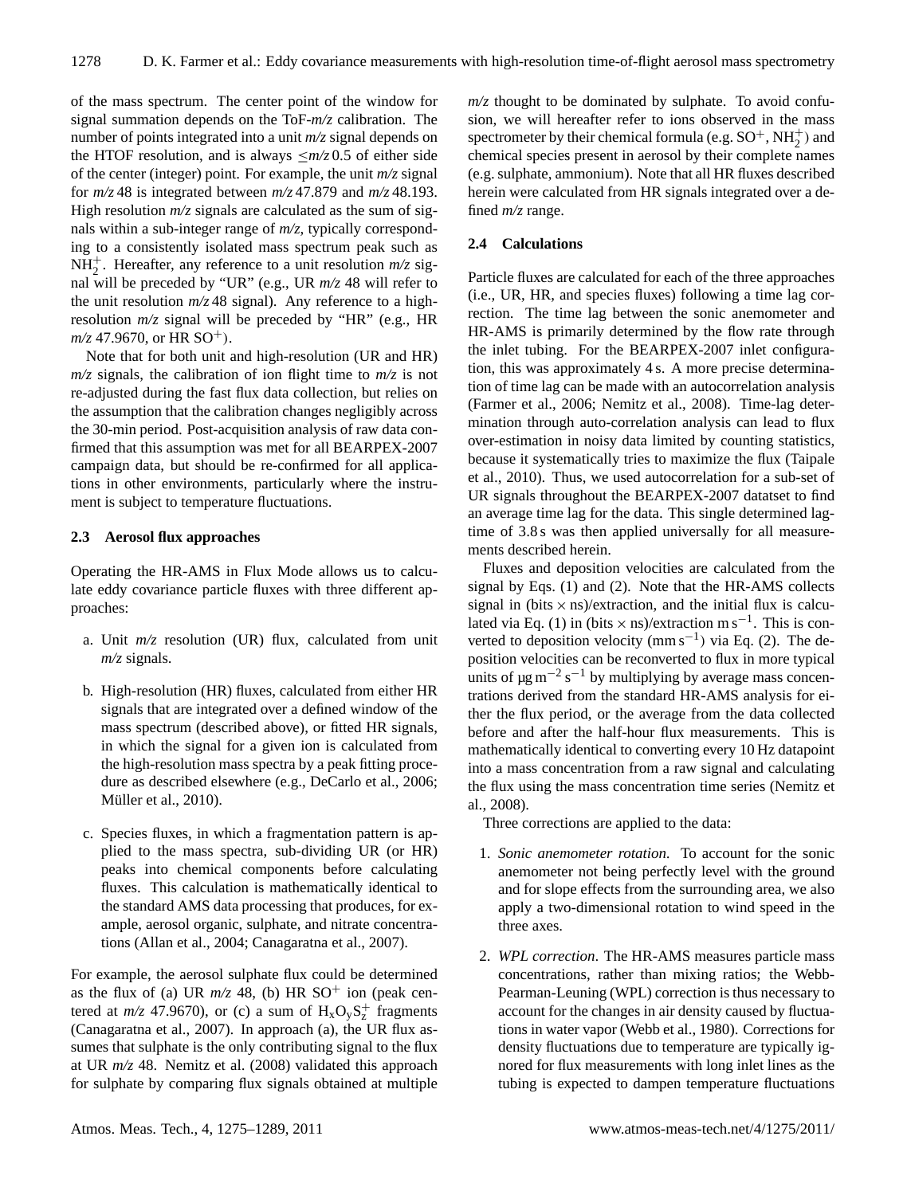of the mass spectrum. The center point of the window for signal summation depends on the ToF-*m/z* calibration. The number of points integrated into a unit *m/z* signal depends on the HTOF resolution, and is always $\leq m/z$ 0.5 of either side of the center (integer) point. For example, the unit *m/z* signal for *m/z* 48 is integrated between *m/z* 47.879 and *m/z* 48.193. High resolution *m/z* signals are calculated as the sum of signals within a sub-integer range of *m/z*, typically corresponding to a consistently isolated mass spectrum peak such as $NH_2^+$. Hereafter, any reference to a unit resolution *m/z* signal will be preceded by "UR" (e.g., UR *m/z* 48 will refer to the unit resolution *m/z* 48 signal). Any reference to a high-resolution *m/z* signal will be preceded by "HR" (e.g., HR *m/z* 47.9670, or HR $SO^+$).

Note that for both unit and high-resolution (UR and HR) *m/z* signals, the calibration of ion flight time to *m/z* is not re-adjusted during the fast flux data collection, but relies on the assumption that the calibration changes negligibly across the 30-min period. Post-acquisition analysis of raw data confirmed that this assumption was met for all BEARPEX-2007 campaign data, but should be re-confirmed for all applications in other environments, particularly where the instrument is subject to temperature fluctuations.

### 2.3 Aerosol flux approaches

Operating the HR-AMS in Flux Mode allows us to calculate eddy covariance particle fluxes with three different approaches:

a. Unit *m/z* resolution (UR) flux, calculated from unit *m/z* signals.

b. High-resolution (HR) fluxes, calculated from either HR signals that are integrated over a defined window of the mass spectrum (described above), or fitted HR signals, in which the signal for a given ion is calculated from the high-resolution mass spectra by a peak fitting procedure as described elsewhere (e.g., DeCarlo et al., 2006; Müller et al., 2010).

c. Species fluxes, in which a fragmentation pattern is applied to the mass spectra, sub-dividing UR (or HR) peaks into chemical components before calculating fluxes. This calculation is mathematically identical to the standard AMS data processing that produces, for example, aerosol organic, sulphate, and nitrate concentrations (Allan et al., 2004; Canagaratna et al., 2007).

For example, the aerosol sulphate flux could be determined as the flux of (a) UR *m/z* 48, (b) HR $SO^+$ ion (peak centered at *m/z* 47.9670), or (c) a sum of $H_xO_yS_z^+$ fragments (Canagaratna et al., 2007). In approach (a), the UR flux assumes that sulphate is the only contributing signal to the flux at UR *m/z* 48. Nemitz et al. (2008) validated this approach for sulphate by comparing flux signals obtained at multiple *m/z* thought to be dominated by sulphate. To avoid confusion, we will hereafter refer to ions observed in the mass spectrometer by their chemical formula (e.g. $SO^+$, $NH_2^+$) and chemical species present in aerosol by their complete names (e.g. sulphate, ammonium). Note that all HR fluxes described herein were calculated from HR signals integrated over a defined *m/z* range.

### 2.4 Calculations

Particle fluxes are calculated for each of the three approaches (i.e., UR, HR, and species fluxes) following a time lag correction. The time lag between the sonic anemometer and HR-AMS is primarily determined by the flow rate through the inlet tubing. For the BEARPEX-2007 inlet configuration, this was approximately 4 s. A more precise determination of time lag can be made with an autocorrelation analysis (Farmer et al., 2006; Nemitz et al., 2008). Time-lag determination through auto-correlation analysis can lead to flux over-estimation in noisy data limited by counting statistics, because it systematically tries to maximize the flux (Taipale et al., 2010). Thus, we used autocorrelation for a sub-set of UR signals throughout the BEARPEX-2007 datatset to find an average time lag for the data. This single determined lag-time of 3.8 s was then applied universally for all measurements described herein.

Fluxes and deposition velocities are calculated from the signal by Eqs. (1) and (2). Note that the HR-AMS collects signal in (bits × ns)/extraction, and the initial flux is calculated via Eq. (1) in (bits × ns)/extraction m s$^{-1}$. This is converted to deposition velocity (mm s$^{-1}$) via Eq. (2). The deposition velocities can be reconverted to flux in more typical units of µg m$^{-2}$ s$^{-1}$ by multiplying by average mass concentrations derived from the standard HR-AMS analysis for either the flux period, or the average from the data collected before and after the half-hour flux measurements. This is mathematically identical to converting every 10 Hz datapoint into a mass concentration from a raw signal and calculating the flux using the mass concentration time series (Nemitz et al., 2008).

Three corrections are applied to the data:

1. *Sonic anemometer rotation.* To account for the sonic anemometer not being perfectly level with the ground and for slope effects from the surrounding area, we also apply a two-dimensional rotation to wind speed in the three axes.

2. *WPL correction.* The HR-AMS measures particle mass concentrations, rather than mixing ratios; the Webb-Pearman-Leuning (WPL) correction is thus necessary to account for the changes in air density caused by fluctuations in water vapor (Webb et al., 1980). Corrections for density fluctuations due to temperature are typically ignored for flux measurements with long inlet lines as the tubing is expected to dampen temperature fluctuations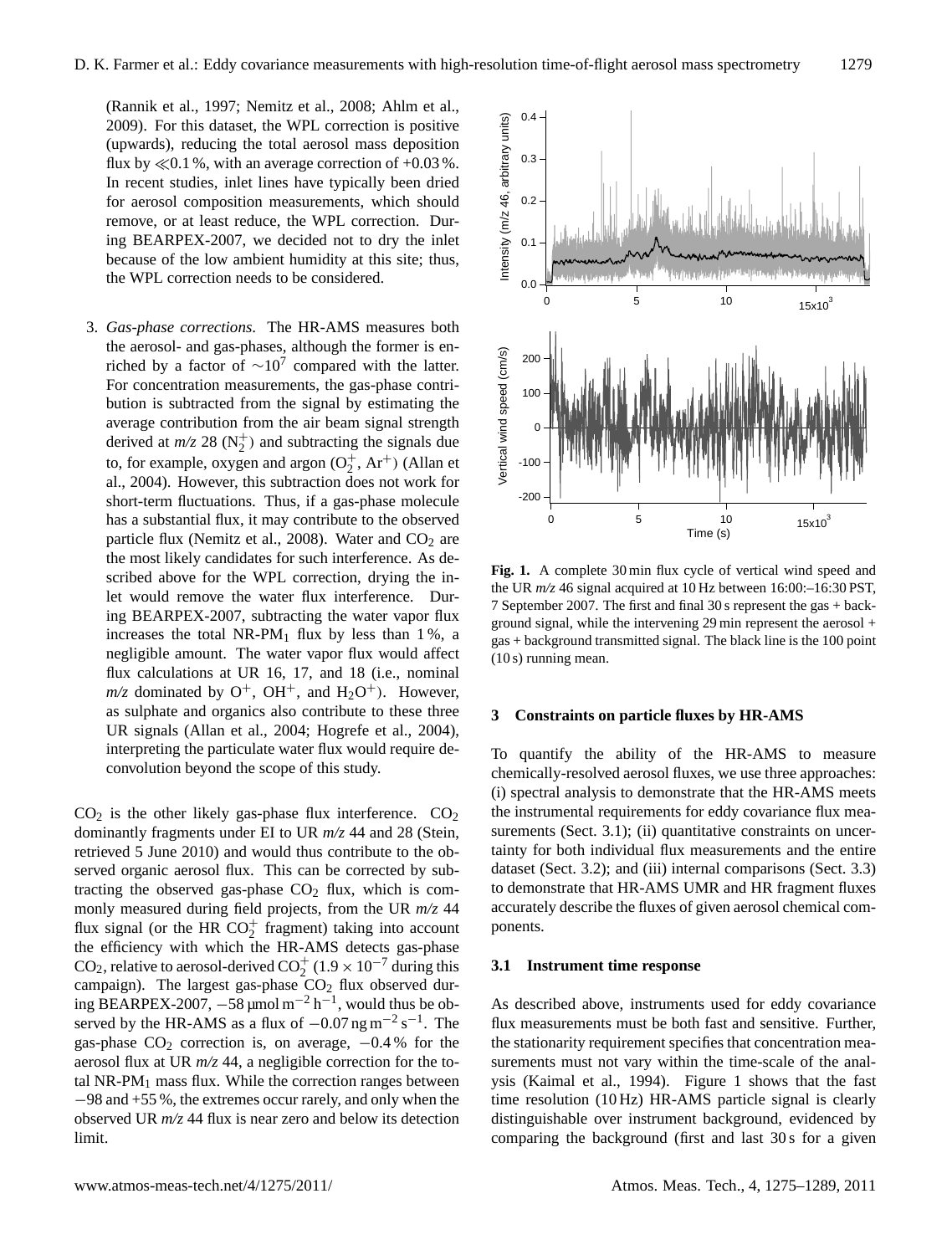(Rannik et al., 1997; Nemitz et al., 2008; Ahlm et al., 2009). For this dataset, the WPL correction is positive (upwards), reducing the total aerosol mass deposition flux by $\ll$0.1 %, with an average correction of +0.03 %. In recent studies, inlet lines have typically been dried for aerosol composition measurements, which should remove, or at least reduce, the WPL correction. During BEARPEX-2007, we decided not to dry the inlet because of the low ambient humidity at this site; thus, the WPL correction needs to be considered.

3. *Gas-phase corrections*. The HR-AMS measures both the aerosol- and gas-phases, although the former is enriched by a factor of $\sim 10^7$ compared with the latter. For concentration measurements, the gas-phase contribution is subtracted from the signal by estimating the average contribution from the air beam signal strength derived at *m/z* 28 ($N_2^+$) and subtracting the signals due to, for example, oxygen and argon ($O_2^+$, $Ar^+$) (Allan et al., 2004). However, this subtraction does not work for short-term fluctuations. Thus, if a gas-phase molecule has a substantial flux, it may contribute to the observed particle flux (Nemitz et al., 2008). Water and $CO_2$ are the most likely candidates for such interference. As described above for the WPL correction, drying the inlet would remove the water flux interference. During BEARPEX-2007, subtracting the water vapor flux increases the total NR-PM$_1$ flux by less than 1 %, a negligible amount. The water vapor flux would affect flux calculations at UR 16, 17, and 18 (i.e., nominal *m/z* dominated by $O^+$, $OH^+$, and $H_2O^+$). However, as sulphate and organics also contribute to these three UR signals (Allan et al., 2004; Hogrefe et al., 2004), interpreting the particulate water flux would require deconvolution beyond the scope of this study.

$CO_2$ is the other likely gas-phase flux interference. $CO_2$ dominantly fragments under EI to UR *m/z* 44 and 28 (Stein, retrieved 5 June 2010) and would thus contribute to the observed organic aerosol flux. This can be corrected by subtracting the observed gas-phase $CO_2$ flux, which is commonly measured during field projects, from the UR *m/z* 44 flux signal (or the HR $CO_2^+$ fragment) taking into account the efficiency with which the HR-AMS detects gas-phase $CO_2$, relative to aerosol-derived $CO_2^+$ ($1.9 \times 10^{-7}$ during this campaign). The largest gas-phase $CO_2$ flux observed during BEARPEX-2007, $-58\,\mu\text{mol m}^{-2}\,\text{h}^{-1}$, would thus be observed by the HR-AMS as a flux of $-0.07\,\text{ng m}^{-2}\,\text{s}^{-1}$. The gas-phase $CO_2$ correction is, on average, $-0.4$ % for the aerosol flux at UR *m/z* 44, a negligible correction for the total NR-PM$_1$ mass flux. While the correction ranges between $-98$ and +55 %, the extremes occur rarely, and only when the observed UR *m/z* 44 flux is near zero and below its detection limit.

**Fig. 1.** A complete 30 min flux cycle of vertical wind speed and the UR *m/z* 46 signal acquired at 10 Hz between 16:00:–16:30 PST, 7 September 2007. The first and final 30 s represent the gas + background signal, while the intervening 29 min represent the aerosol + gas + background transmitted signal. The black line is the 100 point (10 s) running mean.

## 3 Constraints on particle fluxes by HR-AMS

To quantify the ability of the HR-AMS to measure chemically-resolved aerosol fluxes, we use three approaches: (i) spectral analysis to demonstrate that the HR-AMS meets the instrumental requirements for eddy covariance flux measurements (Sect. 3.1); (ii) quantitative constraints on uncertainty for both individual flux measurements and the entire dataset (Sect. 3.2); and (iii) internal comparisons (Sect. 3.3) to demonstrate that HR-AMS UMR and HR fragment fluxes accurately describe the fluxes of given aerosol chemical components.

### 3.1 Instrument time response

As described above, instruments used for eddy covariance flux measurements must be both fast and sensitive. Further, the stationarity requirement specifies that concentration measurements must not vary within the time-scale of the analysis (Kaimal et al., 1994). Figure 1 shows that the fast time resolution (10 Hz) HR-AMS particle signal is clearly distinguishable over instrument background, evidenced by comparing the background (first and last 30 s for a given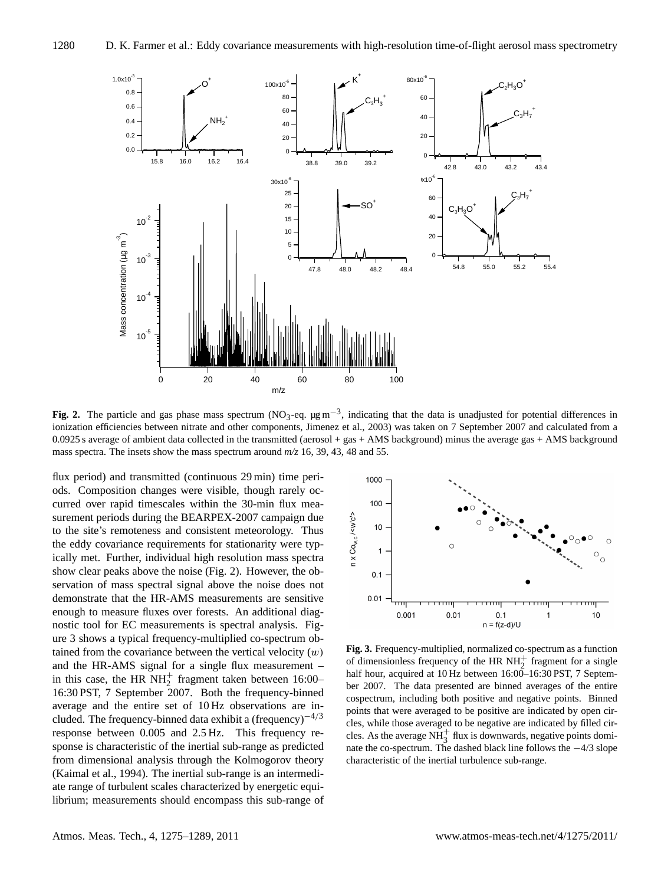**Fig. 2.** The particle and gas phase mass spectrum ($NO_3$-eq. $\mu g\,m^{-3}$, indicating that the data is unadjusted for potential differences in ionization efficiencies between nitrate and other components, Jimenez et al., 2003) was taken on 7 September 2007 and calculated from a 0.0925 s average of ambient data collected in the transmitted (aerosol + gas + AMS background) minus the average gas + AMS background mass spectra. The insets show the mass spectrum around *m/z* 16, 39, 43, 48 and 55.

flux period) and transmitted (continuous 29 min) time periods. Composition changes were visible, though rarely occurred over rapid timescales within the 30-min flux measurement periods during the BEARPEX-2007 campaign due to the site's remoteness and consistent meteorology. Thus the eddy covariance requirements for stationarity were typically met. Further, individual high resolution mass spectra show clear peaks above the noise (Fig. 2). However, the observation of mass spectral signal above the noise does not demonstrate that the HR-AMS measurements are sensitive enough to measure fluxes over forests. An additional diagnostic tool for EC measurements is spectral analysis. Figure 3 shows a typical frequency-multiplied co-spectrum obtained from the covariance between the vertical velocity ($w$) and the HR-AMS signal for a single flux measurement – in this case, the HR $NH_2^+$ fragment taken between 16:00–16:30 PST, 7 September 2007. Both the frequency-binned average and the entire set of 10 Hz observations are included. The frequency-binned data exhibit a $(\text{frequency})^{-4/3}$ response between 0.005 and 2.5 Hz. This frequency response is characteristic of the inertial sub-range as predicted from dimensional analysis through the Kolmogorov theory (Kaimal et al., 1994). The inertial sub-range is an intermediate range of turbulent scales characterized by energetic equilibrium; measurements should encompass this sub-range of

**Fig. 3.** Frequency-multiplied, normalized co-spectrum as a function of dimensionless frequency of the HR $NH_2^+$ fragment for a single half hour, acquired at 10 Hz between 16:00–16:30 PST, 7 September 2007. The data presented are binned averages of the entire cospectrum, including both positive and negative points. Binned points that were averaged to be positive are indicated by open circles, while those averaged to be negative are indicated by filled circles. As the average $NH_3^+$ flux is downwards, negative points dominate the co-spectrum. The dashed black line follows the $-4/3$ slope characteristic of the inertial turbulence sub-range.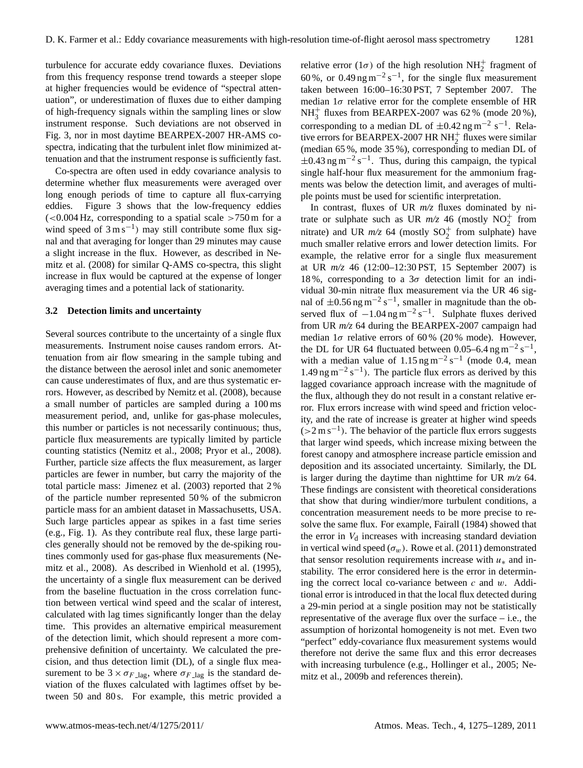turbulence for accurate eddy covariance fluxes. Deviations from this frequency response trend towards a steeper slope at higher frequencies would be evidence of "spectral attenuation", or underestimation of fluxes due to either damping of high-frequency signals within the sampling lines or slow instrument response. Such deviations are not observed in Fig. 3, nor in most daytime BEARPEX-2007 HR-AMS co-spectra, indicating that the turbulent inlet flow minimized attenuation and that the instrument response is sufficiently fast.

Co-spectra are often used in eddy covariance analysis to determine whether flux measurements were averaged over long enough periods of time to capture all flux-carrying eddies. Figure 3 shows that the low-frequency eddies (<0.004 Hz, corresponding to a spatial scale >750 m for a wind speed of $3\,\mathrm{m\,s^{-1}}$) may still contribute some flux signal and that averaging for longer than 29 minutes may cause a slight increase in the flux. However, as described in Nemitz et al. (2008) for similar Q-AMS co-spectra, this slight increase in flux would be captured at the expense of longer averaging times and a potential lack of stationarity.

### 3.2 Detection limits and uncertainty

Several sources contribute to the uncertainty of a single flux measurements. Instrument noise causes random errors. Attenuation from air flow smearing in the sample tubing and the distance between the aerosol inlet and sonic anemometer can cause underestimates of flux, and are thus systematic errors. However, as described by Nemitz et al. (2008), because a small number of particles are sampled during a 100 ms measurement period, and, unlike for gas-phase molecules, this number or particles is not necessarily continuous; thus, particle flux measurements are typically limited by particle counting statistics (Nemitz et al., 2008; Pryor et al., 2008). Further, particle size affects the flux measurement, as larger particles are fewer in number, but carry the majority of the total particle mass: Jimenez et al. (2003) reported that 2 % of the particle number represented 50 % of the submicron particle mass for an ambient dataset in Massachusetts, USA. Such large particles appear as spikes in a fast time series (e.g., Fig. 1). As they contribute real flux, these large particles generally should not be removed by the de-spiking routines commonly used for gas-phase flux measurements (Nemitz et al., 2008). As described in Wienhold et al. (1995), the uncertainty of a single flux measurement can be derived from the baseline fluctuation in the cross correlation function between vertical wind speed and the scalar of interest, calculated with lag times significantly longer than the delay time. This provides an alternative empirical measurement of the detection limit, which should represent a more comprehensive definition of uncertainty. We calculated the precision, and thus detection limit (DL), of a single flux measurement to be $3\times\sigma_{F\_\mathrm{lag}}$, where $\sigma_{F\_\mathrm{lag}}$ is the standard deviation of the fluxes calculated with lagtimes offset by between 50 and 80 s. For example, this metric provided a relative error ($1\sigma$) of the high resolution $\mathrm{NH_2^+}$ fragment of 60 %, or $0.49\,\mathrm{ng\,m^{-2}\,s^{-1}}$, for the single flux measurement taken between 16:00–16:30 PST, 7 September 2007. The median $1\sigma$ relative error for the complete ensemble of HR $\mathrm{NH_3^+}$ fluxes from BEARPEX-2007 was 62 % (mode 20 %), corresponding to a median DL of $\pm0.42\,\mathrm{ng\,m^{-2}\,s^{-1}}$. Relative errors for BEARPEX-2007 HR $\mathrm{NH_2^+}$ fluxes were similar (median 65 %, mode 35 %), corresponding to median DL of $\pm0.43\,\mathrm{ng\,m^{-2}\,s^{-1}}$. Thus, during this campaign, the typical single half-hour flux measurement for the ammonium fragments was below the detection limit, and averages of multiple points must be used for scientific interpretation.

In contrast, fluxes of UR *m/z* fluxes dominated by nitrate or sulphate such as UR *m/z* 46 (mostly $\mathrm{NO_2^+}$ from nitrate) and UR *m/z* 64 (mostly $\mathrm{SO_2^+}$ from sulphate) have much smaller relative errors and lower detection limits. For example, the relative error for a single flux measurement at UR *m/z* 46 (12:00–12:30 PST, 15 September 2007) is 18 %, corresponding to a $3\sigma$ detection limit for an individual 30-min nitrate flux measurement via the UR 46 signal of $\pm0.56\,\mathrm{ng\,m^{-2}\,s^{-1}}$, smaller in magnitude than the observed flux of $-1.04\,\mathrm{ng\,m^{-2}\,s^{-1}}$. Sulphate fluxes derived from UR *m/z* 64 during the BEARPEX-2007 campaign had median $1\sigma$ relative errors of 60 % (20 % mode). However, the DL for UR 64 fluctuated between 0.05–6.4 $\mathrm{ng\,m^{-2}\,s^{-1}}$, with a median value of $1.15\,\mathrm{ng\,m^{-2}\,s^{-1}}$ (mode 0.4, mean $1.49\,\mathrm{ng\,m^{-2}\,s^{-1}}$). The particle flux errors as derived by this lagged covariance approach increase with the magnitude of the flux, although they do not result in a constant relative error. Flux errors increase with wind speed and friction velocity, and the rate of increase is greater at higher wind speeds (>$2\,\mathrm{m\,s^{-1}}$). The behavior of the particle flux errors suggests that larger wind speeds, which increase mixing between the forest canopy and atmosphere increase particle emission and deposition and its associated uncertainty. Similarly, the DL is larger during the daytime than nighttime for UR *m/z* 64. These findings are consistent with theoretical considerations that show that during windier/more turbulent conditions, a concentration measurement needs to be more precise to resolve the same flux. For example, Fairall (1984) showed that the error in $V_\mathrm{d}$ increases with increasing standard deviation in vertical wind speed ($\sigma_w$). Rowe et al. (2011) demonstrated that sensor resolution requirements increase with $u_*$ and instability. The error considered here is the error in determining the correct local co-variance between $c$ and $w$. Additional error is introduced in that the local flux detected during a 29-min period at a single position may not be statistically representative of the average flux over the surface – i.e., the assumption of horizontal homogeneity is not met. Even two "perfect" eddy-covariance flux measurement systems would therefore not derive the same flux and this error decreases with increasing turbulence (e.g., Hollinger et al., 2005; Nemitz et al., 2009b and references therein).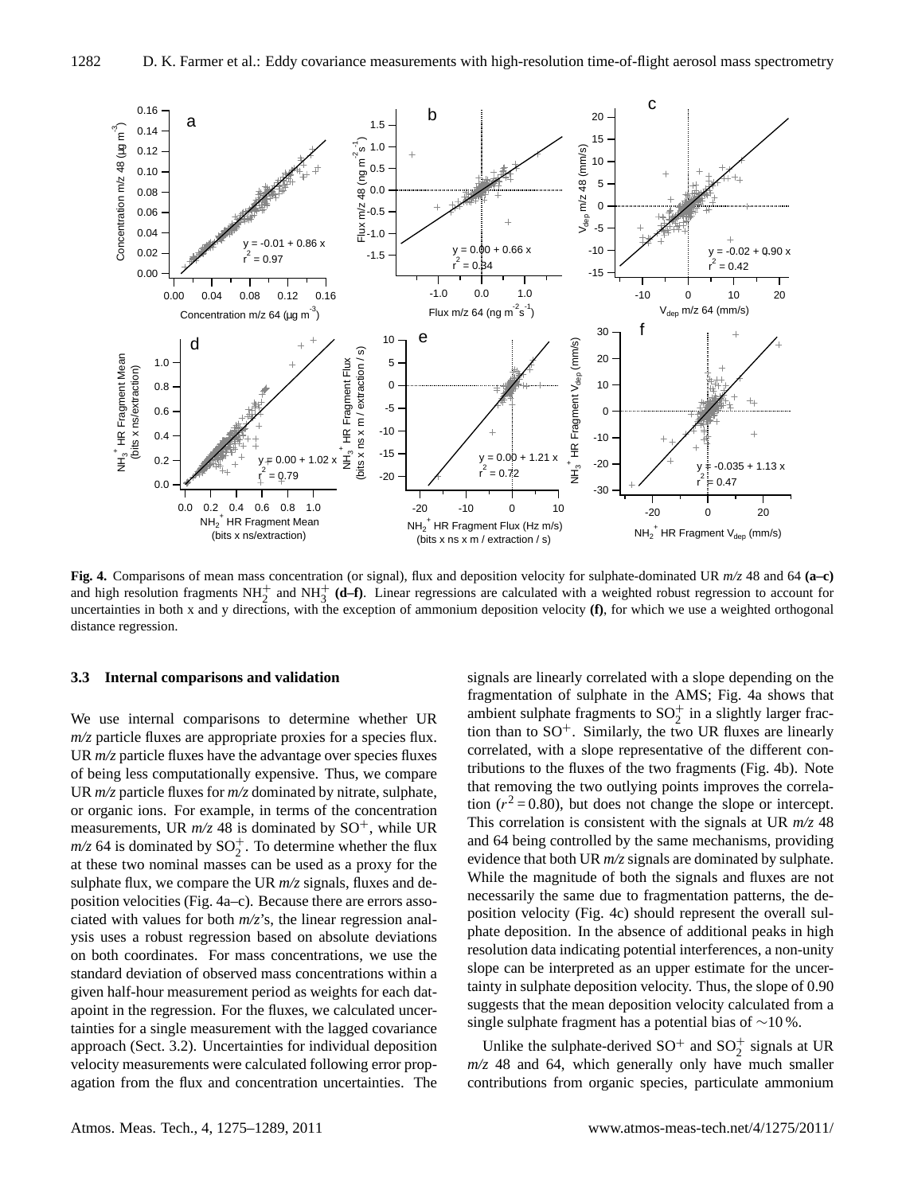**Fig. 4.** Comparisons of mean mass concentration (or signal), flux and deposition velocity for sulphate-dominated UR *m/z* 48 and 64 **(a–c)** and high resolution fragments $NH_2^+$ and $NH_3^+$ **(d–f)**. Linear regressions are calculated with a weighted robust regression to account for uncertainties in both x and y directions, with the exception of ammonium deposition velocity **(f)**, for which we use a weighted orthogonal distance regression.

### 3.3 Internal comparisons and validation

We use internal comparisons to determine whether UR *m/z* particle fluxes are appropriate proxies for a species flux. UR *m/z* particle fluxes have the advantage over species fluxes of being less computationally expensive. Thus, we compare UR *m/z* particle fluxes for *m/z* dominated by nitrate, sulphate, or organic ions. For example, in terms of the concentration measurements, UR *m/z* 48 is dominated by $SO^+$, while UR *m/z* 64 is dominated by $SO_2^+$. To determine whether the flux at these two nominal masses can be used as a proxy for the sulphate flux, we compare the UR *m/z* signals, fluxes and deposition velocities (Fig. 4a–c). Because there are errors associated with values for both *m/z*'s, the linear regression analysis uses a robust regression based on absolute deviations on both coordinates. For mass concentrations, we use the standard deviation of observed mass concentrations within a given half-hour measurement period as weights for each datapoint in the regression. For the fluxes, we calculated uncertainties for a single measurement with the lagged covariance approach (Sect. 3.2). Uncertainties for individual deposition velocity measurements were calculated following error propagation from the flux and concentration uncertainties. The signals are linearly correlated with a slope depending on the fragmentation of sulphate in the AMS; Fig. 4a shows that ambient sulphate fragments to $SO_2^+$ in a slightly larger fraction than to $SO^+$. Similarly, the two UR fluxes are linearly correlated, with a slope representative of the different contributions to the fluxes of the two fragments (Fig. 4b). Note that removing the two outlying points improves the correlation ($r^2 = 0.80$), but does not change the slope or intercept. This correlation is consistent with the signals at UR *m/z* 48 and 64 being controlled by the same mechanisms, providing evidence that both UR *m/z* signals are dominated by sulphate. While the magnitude of both the signals and fluxes are not necessarily the same due to fragmentation patterns, the deposition velocity (Fig. 4c) should represent the overall sulphate deposition. In the absence of additional peaks in high resolution data indicating potential interferences, a non-unity slope can be interpreted as an upper estimate for the uncertainty in sulphate deposition velocity. Thus, the slope of 0.90 suggests that the mean deposition velocity calculated from a single sulphate fragment has a potential bias of ∼10 %.

Unlike the sulphate-derived $SO^+$ and $SO_2^+$ signals at UR *m/z* 48 and 64, which generally only have much smaller contributions from organic species, particulate ammonium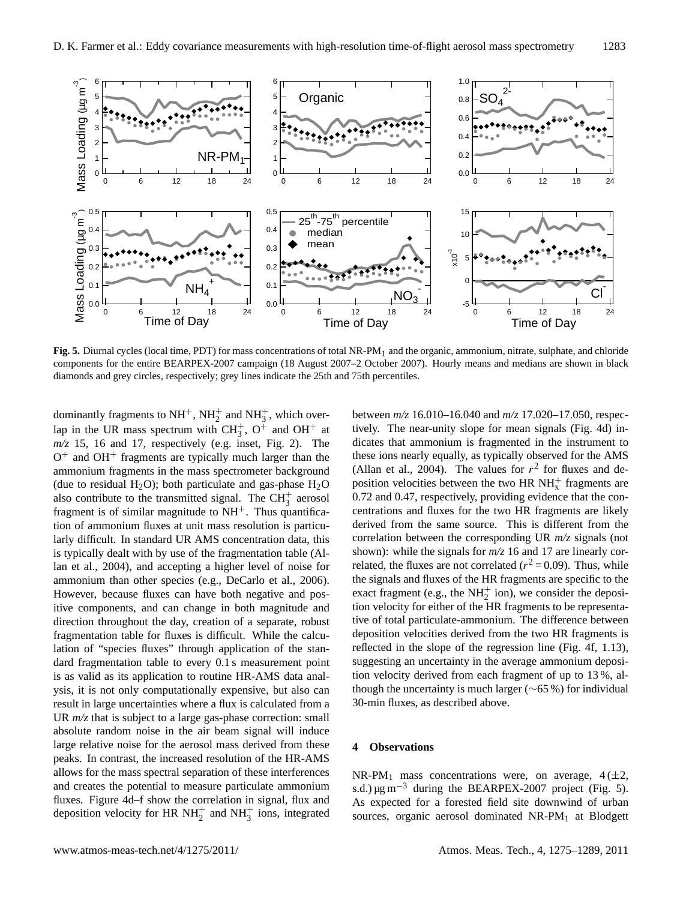**Fig. 5.** Diurnal cycles (local time, PDT) for mass concentrations of total $NR\text{-}PM_1$ and the organic, ammonium, nitrate, sulphate, and chloride components for the entire BEARPEX-2007 campaign (18 August 2007–2 October 2007). Hourly means and medians are shown in black diamonds and grey circles, respectively; grey lines indicate the 25th and 75th percentiles.

dominantly fragments to $NH^+$, $NH_2^+$ and $NH_3^+$, which overlap in the UR mass spectrum with $CH_3^+$, $O^+$ and $OH^+$ at *m/z* 15, 16 and 17, respectively (e.g. inset, Fig. 2). The $O^+$ and $OH^+$ fragments are typically much larger than the ammonium fragments in the mass spectrometer background (due to residual $H_2O$); both particulate and gas-phase $H_2O$ also contribute to the transmitted signal. The $CH_3^+$ aerosol fragment is of similar magnitude to $NH^+$. Thus quantification of ammonium fluxes at unit mass resolution is particularly difficult. In standard UR AMS concentration data, this is typically dealt with by use of the fragmentation table (Allan et al., 2004), and accepting a higher level of noise for ammonium than other species (e.g., DeCarlo et al., 2006). However, because fluxes can have both negative and positive components, and can change in both magnitude and direction throughout the day, creation of a separate, robust fragmentation table for fluxes is difficult. While the calculation of "species fluxes" through application of the standard fragmentation table to every 0.1 s measurement point is as valid as its application to routine HR-AMS data analysis, it is not only computationally expensive, but also can result in large uncertainties where a flux is calculated from a UR *m/z* that is subject to a large gas-phase correction: small absolute random noise in the air beam signal will induce large relative noise for the aerosol mass derived from these peaks. In contrast, the increased resolution of the HR-AMS allows for the mass spectral separation of these interferences and creates the potential to measure particulate ammonium fluxes. Figure 4d–f show the correlation in signal, flux and deposition velocity for HR $NH_2^+$ and $NH_3^+$ ions, integrated between *m/z* 16.010–16.040 and *m/z* 17.020–17.050, respectively. The near-unity slope for mean signals (Fig. 4d) indicates that ammonium is fragmented in the instrument to these ions nearly equally, as typically observed for the AMS (Allan et al., 2004). The values for $r^2$ for fluxes and deposition velocities between the two HR $NH_x^+$ fragments are 0.72 and 0.47, respectively, providing evidence that the concentrations and fluxes for the two HR fragments are likely derived from the same source. This is different from the correlation between the corresponding UR *m/z* signals (not shown): while the signals for *m/z* 16 and 17 are linearly correlated, the fluxes are not correlated ($r^2 = 0.09$). Thus, while the signals and fluxes of the HR fragments are specific to the exact fragment (e.g., the $NH_2^+$ ion), we consider the deposition velocity for either of the HR fragments to be representative of total particulate-ammonium. The difference between deposition velocities derived from the two HR fragments is reflected in the slope of the regression line (Fig. 4f, 1.13), suggesting an uncertainty in the average ammonium deposition velocity derived from each fragment of up to 13 %, although the uncertainty is much larger (~65 %) for individual 30-min fluxes, as described above.

## 4 Observations

$NR\text{-}PM_1$ mass concentrations were, on average, 4 (±2, s.d.) $\mu g\,m^{-3}$ during the BEARPEX-2007 project (Fig. 5). As expected for a forested field site downwind of urban sources, organic aerosol dominated $NR\text{-}PM_1$ at Blodgett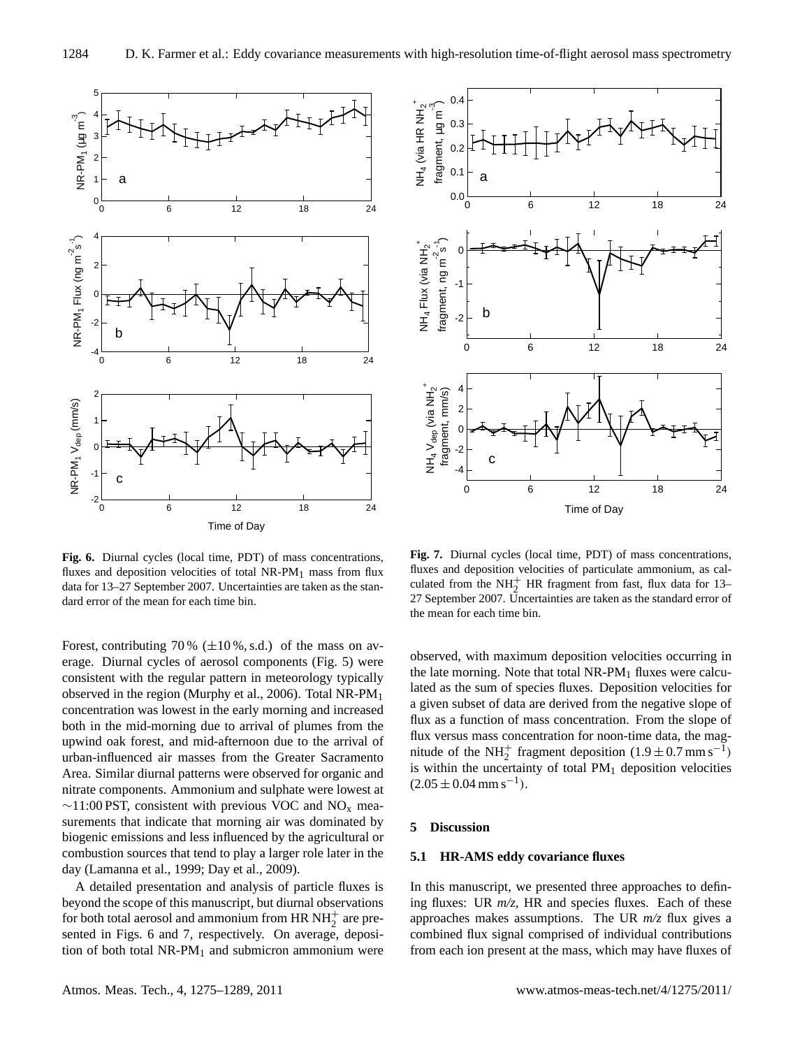**Fig. 6.** Diurnal cycles (local time, PDT) of mass concentrations, fluxes and deposition velocities of total NR-$PM_1$ mass from flux data for 13–27 September 2007. Uncertainties are taken as the standard error of the mean for each time bin.

**Fig. 7.** Diurnal cycles (local time, PDT) of mass concentrations, fluxes and deposition velocities of particulate ammonium, as calculated from the $NH_2^+$ HR fragment from fast, flux data for 13–27 September 2007. Uncertainties are taken as the standard error of the mean for each time bin.

Forest, contributing 70 % (±10 %, s.d.) of the mass on average. Diurnal cycles of aerosol components (Fig. 5) were consistent with the regular pattern in meteorology typically observed in the region (Murphy et al., 2006). Total NR-$PM_1$ concentration was lowest in the early morning and increased both in the mid-morning due to arrival of plumes from the upwind oak forest, and mid-afternoon due to the arrival of urban-influenced air masses from the Greater Sacramento Area. Similar diurnal patterns were observed for organic and nitrate components. Ammonium and sulphate were lowest at ∼11:00 PST, consistent with previous VOC and $NO_x$ measurements that indicate that morning air was dominated by biogenic emissions and less influenced by the agricultural or combustion sources that tend to play a larger role later in the day (Lamanna et al., 1999; Day et al., 2009).

A detailed presentation and analysis of particle fluxes is beyond the scope of this manuscript, but diurnal observations for both total aerosol and ammonium from HR $NH_2^+$ are presented in Figs. 6 and 7, respectively. On average, deposition of both total NR-$PM_1$ and submicron ammonium were observed, with maximum deposition velocities occurring in the late morning. Note that total NR-$PM_1$ fluxes were calculated as the sum of species fluxes. Deposition velocities for a given subset of data are derived from the negative slope of flux as a function of mass concentration. From the slope of flux versus mass concentration for noon-time data, the magnitude of the $NH_2^+$ fragment deposition ($1.9 \pm 0.7\,\mathrm{mm\,s^{-1}}$) is within the uncertainty of total $PM_1$ deposition velocities ($2.05 \pm 0.04\,\mathrm{mm\,s^{-1}}$).

## 5 Discussion

### 5.1 HR-AMS eddy covariance fluxes

In this manuscript, we presented three approaches to defining fluxes: UR *m/z*, HR and species fluxes. Each of these approaches makes assumptions. The UR *m/z* flux gives a combined flux signal comprised of individual contributions from each ion present at the mass, which may have fluxes of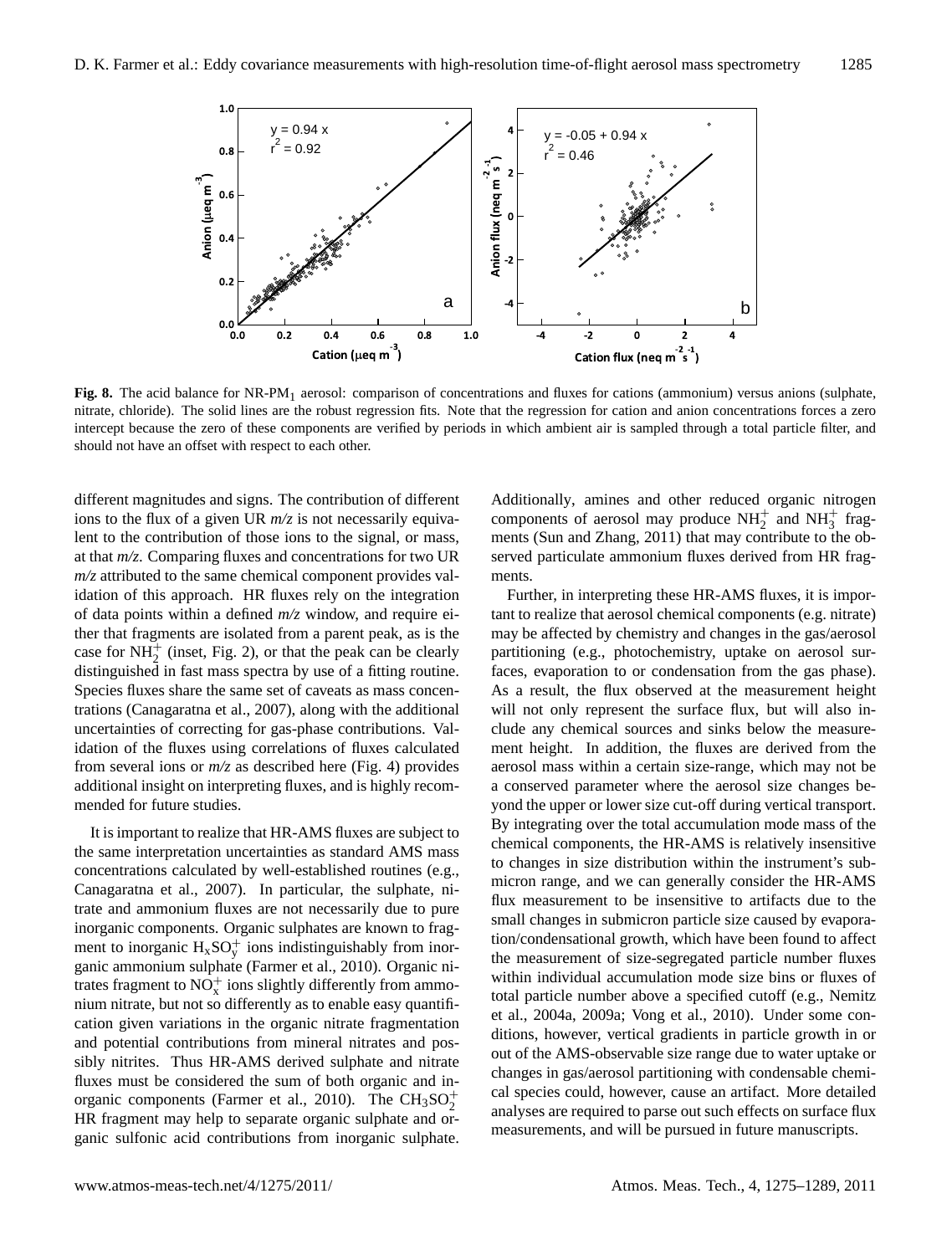**Fig. 8.** The acid balance for NR-$PM_1$ aerosol: comparison of concentrations and fluxes for cations (ammonium) versus anions (sulphate, nitrate, chloride). The solid lines are the robust regression fits. Note that the regression for cation and anion concentrations forces a zero intercept because the zero of these components are verified by periods in which ambient air is sampled through a total particle filter, and should not have an offset with respect to each other.

different magnitudes and signs. The contribution of different ions to the flux of a given UR *m/z* is not necessarily equivalent to the contribution of those ions to the signal, or mass, at that *m/z*. Comparing fluxes and concentrations for two UR *m/z* attributed to the same chemical component provides validation of this approach. HR fluxes rely on the integration of data points within a defined *m/z* window, and require either that fragments are isolated from a parent peak, as is the case for $NH_2^+$ (inset, Fig. 2), or that the peak can be clearly distinguished in fast mass spectra by use of a fitting routine. Species fluxes share the same set of caveats as mass concentrations (Canagaratna et al., 2007), along with the additional uncertainties of correcting for gas-phase contributions. Validation of the fluxes using correlations of fluxes calculated from several ions or *m/z* as described here (Fig. 4) provides additional insight on interpreting fluxes, and is highly recommended for future studies.

It is important to realize that HR-AMS fluxes are subject to the same interpretation uncertainties as standard AMS mass concentrations calculated by well-established routines (e.g., Canagaratna et al., 2007). In particular, the sulphate, nitrate and ammonium fluxes are not necessarily due to pure inorganic components. Organic sulphates are known to fragment to inorganic $H_xSO_y^+$ ions indistinguishably from inorganic ammonium sulphate (Farmer et al., 2010). Organic nitrates fragment to $NO_x^+$ ions slightly differently from ammonium nitrate, but not so differently as to enable easy quantification given variations in the organic nitrate fragmentation and potential contributions from mineral nitrates and possibly nitrites. Thus HR-AMS derived sulphate and nitrate fluxes must be considered the sum of both organic and inorganic components (Farmer et al., 2010). The $CH_3SO_2^+$ HR fragment may help to separate organic sulphate and organic sulfonic acid contributions from inorganic sulphate. Additionally, amines and other reduced organic nitrogen components of aerosol may produce $NH_2^+$ and $NH_3^+$ fragments (Sun and Zhang, 2011) that may contribute to the observed particulate ammonium fluxes derived from HR fragments.

Further, in interpreting these HR-AMS fluxes, it is important to realize that aerosol chemical components (e.g. nitrate) may be affected by chemistry and changes in the gas/aerosol partitioning (e.g., photochemistry, uptake on aerosol surfaces, evaporation to or condensation from the gas phase). As a result, the flux observed at the measurement height will not only represent the surface flux, but will also include any chemical sources and sinks below the measurement height. In addition, the fluxes are derived from the aerosol mass within a certain size-range, which may not be a conserved parameter where the aerosol size changes beyond the upper or lower size cut-off during vertical transport. By integrating over the total accumulation mode mass of the chemical components, the HR-AMS is relatively insensitive to changes in size distribution within the instrument's submicron range, and we can generally consider the HR-AMS flux measurement to be insensitive to artifacts due to the small changes in submicron particle size caused by evaporation/condensational growth, which have been found to affect the measurement of size-segregated particle number fluxes within individual accumulation mode size bins or fluxes of total particle number above a specified cutoff (e.g., Nemitz et al., 2004a, 2009a; Vong et al., 2010). Under some conditions, however, vertical gradients in particle growth in or out of the AMS-observable size range due to water uptake or changes in gas/aerosol partitioning with condensable chemical species could, however, cause an artifact. More detailed analyses are required to parse out such effects on surface flux measurements, and will be pursued in future manuscripts.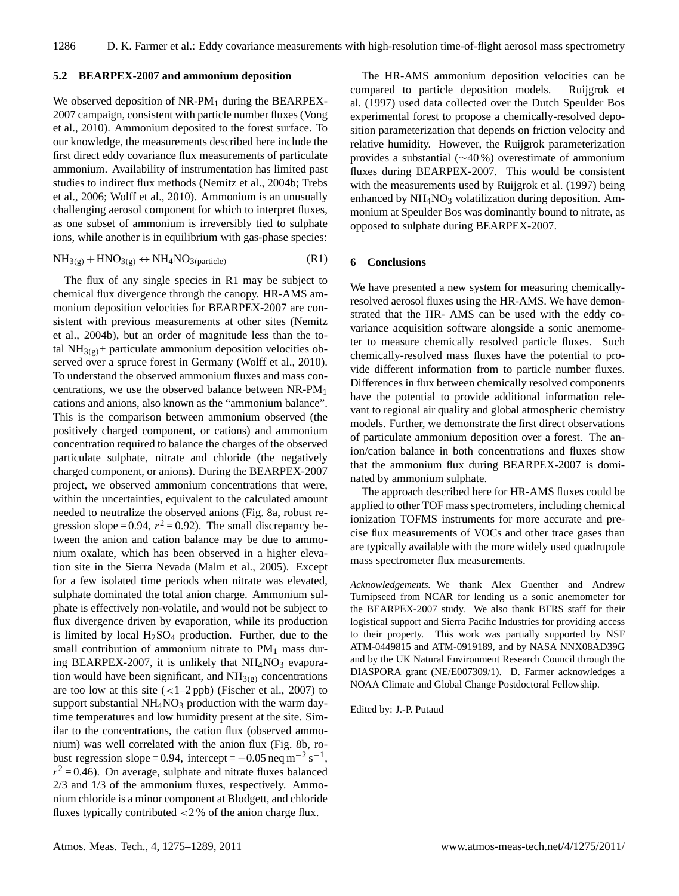### 5.2 BEARPEX-2007 and ammonium deposition

We observed deposition of NR-$PM_1$ during the BEARPEX-2007 campaign, consistent with particle number fluxes (Vong et al., 2010). Ammonium deposited to the forest surface. To our knowledge, the measurements described here include the first direct eddy covariance flux measurements of particulate ammonium. Availability of instrumentation has limited past studies to indirect flux methods (Nemitz et al., 2004b; Trebs et al., 2006; Wolff et al., 2010). Ammonium is an unusually challenging aerosol component for which to interpret fluxes, as one subset of ammonium is irreversibly tied to sulphate ions, while another is in equilibrium with gas-phase species:

$$NH_{3(g)} + HNO_{3(g)} \leftrightarrow NH_4NO_{3(particle)} \quad \text{(R1)}$$

The flux of any single species in R1 may be subject to chemical flux divergence through the canopy. HR-AMS ammonium deposition velocities for BEARPEX-2007 are consistent with previous measurements at other sites (Nemitz et al., 2004b), but an order of magnitude less than the total $NH_{3(g)}$+ particulate ammonium deposition velocities observed over a spruce forest in Germany (Wolff et al., 2010). To understand the observed ammonium fluxes and mass concentrations, we use the observed balance between NR-$PM_1$ cations and anions, also known as the "ammonium balance". This is the comparison between ammonium observed (the positively charged component, or cations) and ammonium concentration required to balance the charges of the observed particulate sulphate, nitrate and chloride (the negatively charged component, or anions). During the BEARPEX-2007 project, we observed ammonium concentrations that were, within the uncertainties, equivalent to the calculated amount needed to neutralize the observed anions (Fig. 8a, robust regression slope = 0.94, $r^2 = 0.92$). The small discrepancy between the anion and cation balance may be due to ammonium oxalate, which has been observed in a higher elevation site in the Sierra Nevada (Malm et al., 2005). Except for a few isolated time periods when nitrate was elevated, sulphate dominated the total anion charge. Ammonium sulphate is effectively non-volatile, and would not be subject to flux divergence driven by evaporation, while its production is limited by local $H_2SO_4$ production. Further, due to the small contribution of ammonium nitrate to $PM_1$ mass during BEARPEX-2007, it is unlikely that $NH_4NO_3$ evaporation would have been significant, and $NH_{3(g)}$ concentrations are too low at this site (<1–2 ppb) (Fischer et al., 2007) to support substantial $NH_4NO_3$ production with the warm daytime temperatures and low humidity present at the site. Similar to the concentrations, the cation flux (observed ammonium) was well correlated with the anion flux (Fig. 8b, robust regression slope = 0.94, intercept = $-0.05$ neq $m^{-2}$ $s^{-1}$, $r^2 = 0.46$). On average, sulphate and nitrate fluxes balanced 2/3 and 1/3 of the ammonium fluxes, respectively. Ammonium chloride is a minor component at Blodgett, and chloride fluxes typically contributed <2 % of the anion charge flux.

The HR-AMS ammonium deposition velocities can be compared to particle deposition models. Ruijgrok et al. (1997) used data collected over the Dutch Speulder Bos experimental forest to propose a chemically-resolved deposition parameterization that depends on friction velocity and relative humidity. However, the Ruijgrok parameterization provides a substantial (∼40 %) overestimate of ammonium fluxes during BEARPEX-2007. This would be consistent with the measurements used by Ruijgrok et al. (1997) being enhanced by $NH_4NO_3$ volatilization during deposition. Ammonium at Speulder Bos was dominantly bound to nitrate, as opposed to sulphate during BEARPEX-2007.

## 6 Conclusions

We have presented a new system for measuring chemically-resolved aerosol fluxes using the HR-AMS. We have demonstrated that the HR- AMS can be used with the eddy covariance acquisition software alongside a sonic anemometer to measure chemically resolved particle fluxes. Such chemically-resolved mass fluxes have the potential to provide different information from to particle number fluxes. Differences in flux between chemically resolved components have the potential to provide additional information relevant to regional air quality and global atmospheric chemistry models. Further, we demonstrate the first direct observations of particulate ammonium deposition over a forest. The anion/cation balance in both concentrations and fluxes show that the ammonium flux during BEARPEX-2007 is dominated by ammonium sulphate.

The approach described here for HR-AMS fluxes could be applied to other TOF mass spectrometers, including chemical ionization TOFMS instruments for more accurate and precise flux measurements of VOCs and other trace gases than are typically available with the more widely used quadrupole mass spectrometer flux measurements.

*Acknowledgements.* We thank Alex Guenther and Andrew Turnipseed from NCAR for lending us a sonic anemometer for the BEARPEX-2007 study. We also thank BFRS staff for their logistical support and Sierra Pacific Industries for providing access to their property. This work was partially supported by NSF ATM-0449815 and ATM-0919189, and by NASA NNX08AD39G and by the UK Natural Environment Research Council through the DIASPORA grant (NE/E007309/1). D. Farmer acknowledges a NOAA Climate and Global Change Postdoctoral Fellowship.

Edited by: J.-P. Putaud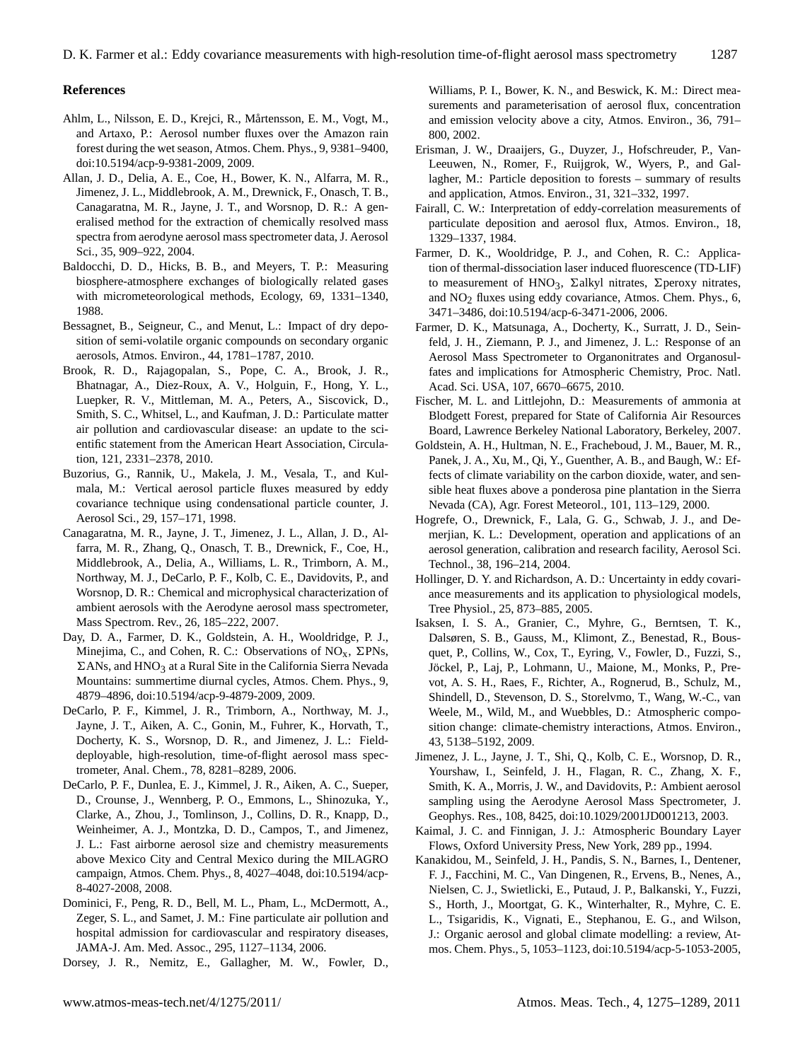## References

Ahlm, L., Nilsson, E. D., Krejci, R., Mårtensson, E. M., Vogt, M., and Artaxo, P.: Aerosol number fluxes over the Amazon rain forest during the wet season, Atmos. Chem. Phys., 9, 9381–9400, doi:10.5194/acp-9-9381-2009, 2009.

Allan, J. D., Delia, A. E., Coe, H., Bower, K. N., Alfarra, M. R., Jimenez, J. L., Middlebrook, A. M., Drewnick, F., Onasch, T. B., Canagaratna, M. R., Jayne, J. T., and Worsnop, D. R.: A generalised method for the extraction of chemically resolved mass spectra from aerodyne aerosol mass spectrometer data, J. Aerosol Sci., 35, 909–922, 2004.

Baldocchi, D. D., Hicks, B. B., and Meyers, T. P.: Measuring biosphere-atmosphere exchanges of biologically related gases with micrometeorological methods, Ecology, 69, 1331–1340, 1988.

Bessagnet, B., Seigneur, C., and Menut, L.: Impact of dry deposition of semi-volatile organic compounds on secondary organic aerosols, Atmos. Environ., 44, 1781–1787, 2010.

Brook, R. D., Rajagopalan, S., Pope, C. A., Brook, J. R., Bhatnagar, A., Diez-Roux, A. V., Holguin, F., Hong, Y. L., Luepker, R. V., Mittleman, M. A., Peters, A., Siscovick, D., Smith, S. C., Whitsel, L., and Kaufman, J. D.: Particulate matter air pollution and cardiovascular disease: an update to the scientific statement from the American Heart Association, Circulation, 121, 2331–2378, 2010.

Buzorius, G., Rannik, U., Makela, J. M., Vesala, T., and Kulmala, M.: Vertical aerosol particle fluxes measured by eddy covariance technique using condensational particle counter, J. Aerosol Sci., 29, 157–171, 1998.

Canagaratna, M. R., Jayne, J. T., Jimenez, J. L., Allan, J. D., Alfarra, M. R., Zhang, Q., Onasch, T. B., Drewnick, F., Coe, H., Middlebrook, A., Delia, A., Williams, L. R., Trimborn, A. M., Northway, M. J., DeCarlo, P. F., Kolb, C. E., Davidovits, P., and Worsnop, D. R.: Chemical and microphysical characterization of ambient aerosols with the Aerodyne aerosol mass spectrometer, Mass Spectrom. Rev., 26, 185–222, 2007.

Day, D. A., Farmer, D. K., Goldstein, A. H., Wooldridge, P. J., Minejima, C., and Cohen, R. C.: Observations of $NO_x$, $\Sigma$PNs, $\Sigma$ANs, and $HNO_3$ at a Rural Site in the California Sierra Nevada Mountains: summertime diurnal cycles, Atmos. Chem. Phys., 9, 4879–4896, doi:10.5194/acp-9-4879-2009, 2009.

DeCarlo, P. F., Kimmel, J. R., Trimborn, A., Northway, M. J., Jayne, J. T., Aiken, A. C., Gonin, M., Fuhrer, K., Horvath, T., Docherty, K. S., Worsnop, D. R., and Jimenez, J. L.: Field-deployable, high-resolution, time-of-flight aerosol mass spectrometer, Anal. Chem., 78, 8281–8289, 2006.

DeCarlo, P. F., Dunlea, E. J., Kimmel, J. R., Aiken, A. C., Sueper, D., Crounse, J., Wennberg, P. O., Emmons, L., Shinozuka, Y., Clarke, A., Zhou, J., Tomlinson, J., Collins, D. R., Knapp, D., Weinheimer, A. J., Montzka, D. D., Campos, T., and Jimenez, J. L.: Fast airborne aerosol size and chemistry measurements above Mexico City and Central Mexico during the MILAGRO campaign, Atmos. Chem. Phys., 8, 4027–4048, doi:10.5194/acp-8-4027-2008, 2008.

Dominici, F., Peng, R. D., Bell, M. L., Pham, L., McDermott, A., Zeger, S. L., and Samet, J. M.: Fine particulate air pollution and hospital admission for cardiovascular and respiratory diseases, JAMA-J. Am. Med. Assoc., 295, 1127–1134, 2006.

Dorsey, J. R., Nemitz, E., Gallagher, M. W., Fowler, D., Williams, P. I., Bower, K. N., and Beswick, K. M.: Direct measurements and parameterisation of aerosol flux, concentration and emission velocity above a city, Atmos. Environ., 36, 791–800, 2002.

Erisman, J. W., Draaijers, G., Duyzer, J., Hofschreuder, P., Van-Leeuwen, N., Romer, F., Ruijgrok, W., Wyers, P., and Gallagher, M.: Particle deposition to forests – summary of results and application, Atmos. Environ., 31, 321–332, 1997.

Fairall, C. W.: Interpretation of eddy-correlation measurements of particulate deposition and aerosol flux, Atmos. Environ., 18, 1329–1337, 1984.

Farmer, D. K., Wooldridge, P. J., and Cohen, R. C.: Application of thermal-dissociation laser induced fluorescence (TD-LIF) to measurement of $HNO_3$, $\Sigma$alkyl nitrates, $\Sigma$peroxy nitrates, and $NO_2$ fluxes using eddy covariance, Atmos. Chem. Phys., 6, 3471–3486, doi:10.5194/acp-6-3471-2006, 2006.

Farmer, D. K., Matsunaga, A., Docherty, K., Surratt, J. D., Seinfeld, J. H., Ziemann, P. J., and Jimenez, J. L.: Response of an Aerosol Mass Spectrometer to Organonitrates and Organosulfates and implications for Atmospheric Chemistry, Proc. Natl. Acad. Sci. USA, 107, 6670–6675, 2010.

Fischer, M. L. and Littlejohn, D.: Measurements of ammonia at Blodgett Forest, prepared for State of California Air Resources Board, Lawrence Berkeley National Laboratory, Berkeley, 2007.

Goldstein, A. H., Hultman, N. E., Fracheboud, J. M., Bauer, M. R., Panek, J. A., Xu, M., Qi, Y., Guenther, A. B., and Baugh, W.: Effects of climate variability on the carbon dioxide, water, and sensible heat fluxes above a ponderosa pine plantation in the Sierra Nevada (CA), Agr. Forest Meteorol., 101, 113–129, 2000.

Hogrefe, O., Drewnick, F., Lala, G. G., Schwab, J. J., and Demerjian, K. L.: Development, operation and applications of an aerosol generation, calibration and research facility, Aerosol Sci. Technol., 38, 196–214, 2004.

Hollinger, D. Y. and Richardson, A. D.: Uncertainty in eddy covariance measurements and its application to physiological models, Tree Physiol., 25, 873–885, 2005.

Isaksen, I. S. A., Granier, C., Myhre, G., Berntsen, T. K., Dalsøren, S. B., Gauss, M., Klimont, Z., Benestad, R., Bousquet, P., Collins, W., Cox, T., Eyring, V., Fowler, D., Fuzzi, S., Jöckel, P., Laj, P., Lohmann, U., Maione, M., Monks, P., Prevot, A. S. H., Raes, F., Richter, A., Rognerud, B., Schulz, M., Shindell, D., Stevenson, D. S., Storelvmo, T., Wang, W.-C., van Weele, M., Wild, M., and Wuebbles, D.: Atmospheric composition change: climate-chemistry interactions, Atmos. Environ., 43, 5138–5192, 2009.

Jimenez, J. L., Jayne, J. T., Shi, Q., Kolb, C. E., Worsnop, D. R., Yourshaw, I., Seinfeld, J. H., Flagan, R. C., Zhang, X. F., Smith, K. A., Morris, J. W., and Davidovits, P.: Ambient aerosol sampling using the Aerodyne Aerosol Mass Spectrometer, J. Geophys. Res., 108, 8425, doi:10.1029/2001JD001213, 2003.

Kaimal, J. C. and Finnigan, J. J.: Atmospheric Boundary Layer Flows, Oxford University Press, New York, 289 pp., 1994.

Kanakidou, M., Seinfeld, J. H., Pandis, S. N., Barnes, I., Dentener, F. J., Facchini, M. C., Van Dingenen, R., Ervens, B., Nenes, A., Nielsen, C. J., Swietlicki, E., Putaud, J. P., Balkanski, Y., Fuzzi, S., Horth, J., Moortgat, G. K., Winterhalter, R., Myhre, C. E. L., Tsigaridis, K., Vignati, E., Stephanou, E. G., and Wilson, J.: Organic aerosol and global climate modelling: a review, Atmos. Chem. Phys., 5, 1053–1123, doi:10.5194/acp-5-1053-2005,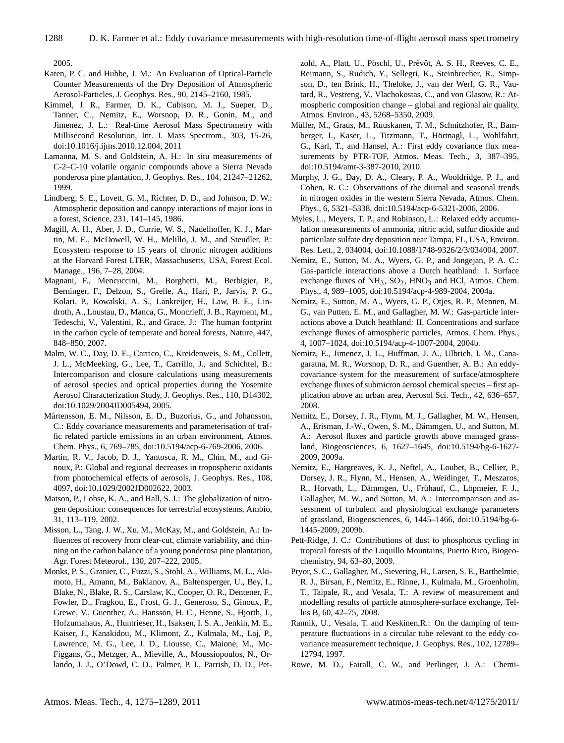2005.

Katen, P. C. and Hubbe, J. M.: An Evaluation of Optical-Particle Counter Measurements of the Dry Deposition of Atmospheric Aerosol-Particles, J. Geophys. Res., 90, 2145–2160, 1985.

Kimmel, J. R., Farmer, D. K., Cubison, M. J., Sueper, D., Tanner, C., Nemitz, E., Worsnop, D. R., Gonin, M., and Jimenez, J. L.: Real-time Aerosol Mass Spectrometry with Millisecond Resolution, Int. J. Mass Spectrom., 303, 15-26, doi:10.1016/j.ijms.2010.12.004, 2011

Lamanna, M. S. and Goldstein, A. H.: In situ measurements of C-2–C-10 volatile organic compounds above a Sierra Nevada ponderosa pine plantation, J. Geophys. Res., 104, 21247–21262, 1999.

Lindberg, S. E., Lovett, G. M., Richter, D. D., and Johnson, D. W.: Atmospheric deposition and canopy interactions of major ions in a forest, Science, 231, 141–145, 1986.

Magill, A. H., Aber, J. D., Currie, W. S., Nadelhoffer, K. J., Martin, M. E., McDowell, W. H., Melillo, J. M., and Steudler, P.: Ecosystem response to 15 years of chronic nitrogen additions at the Harvard Forest LTER, Massachusetts, USA, Forest Ecol. Manage., 196, 7–28, 2004.

Magnani, F., Mencuccini, M., Borghetti, M., Berbigier, P., Berninger, F., Delzon, S., Grelle, A., Hari, P., Jarvis, P. G., Kolari, P., Kowalski, A. S., Lankreijer, H., Law, B. E., Lindroth, A., Loustau, D., Manca, G., Moncrieff, J. B., Rayment, M., Tedeschi, V., Valentini, R., and Grace, J.: The human footprint in the carbon cycle of temperate and boreal forests, Nature, 447, 848–850, 2007.

Malm, W. C., Day, D. E., Carrico, C., Kreidenweis, S. M., Collett, J. L., McMeeking, G., Lee, T., Carrillo, J., and Schichtel, B.: Intercomparison and closure calculations using measurements of aerosol species and optical properties during the Yosemite Aerosol Characterization Study, J. Geophys. Res., 110, D14302, doi:10.1029/2004JD005494, 2005.

Mårtensson, E. M., Nilsson, E. D., Buzorius, G., and Johansson, C.: Eddy covariance measurements and parameterisation of traffic related particle emissions in an urban environment, Atmos. Chem. Phys., 6, 769–785, doi:10.5194/acp-6-769-2006, 2006.

Martin, R. V., Jacob, D. J., Yantosca, R. M., Chin, M., and Ginoux, P.: Global and regional decreases in tropospheric oxidants from photochemical effects of aerosols, J. Geophys. Res., 108, 4097, doi:10.1029/2002JD002622, 2003.

Matson, P., Lohse, K. A., and Hall, S. J.: The globalization of nitrogen deposition: consequences for terrestrial ecosystems, Ambio, 31, 113–119, 2002.

Misson, L., Tang, J. W., Xu, M., McKay, M., and Goldstein, A.: Influences of recovery from clear-cut, climate variability, and thinning on the carbon balance of a young ponderosa pine plantation, Agr. Forest Meteorol., 130, 207–222, 2005.

Monks, P. S., Granier, C., Fuzzi, S., Stohl, A., Williams, M. L., Akimoto, H., Amann, M., Baklanov, A., Baltensperger, U., Bey, I., Blake, N., Blake, R. S., Carslaw, K., Cooper, O. R., Dentener, F., Fowler, D., Fragkou, E., Frost, G. J., Generoso, S., Ginoux, P., Grewe, V., Guenther, A., Hansson, H. C., Henne, S., Hjorth, J., Hofzumahaus, A., Huntrieser, H., Isaksen, I. S. A., Jenkin, M. E., Kaiser, J., Kanakidou, M., Klimont, Z., Kulmala, M., Laj, P., Lawrence, M. G., Lee, J. D., Liousse, C., Maione, M., McFiggans, G., Metzger, A., Mieville, A., Moussiopoulos, N., Orlando, J. J., O'Dowd, C. D., Palmer, P. I., Parrish, D. D., Petzold, A., Platt, U., Pöschl, U., Prévôt, A. S. H., Reeves, C. E., Reimann, S., Rudich, Y., Sellegri, K., Steinbrecher, R., Simpson, D., ten Brink, H., Theloke, J., van der Werf, G. R., Vautard, R., Vestreng, V., Vlachokostas, C., and von Glasow, R.: Atmospheric composition change – global and regional air quality, Atmos. Environ., 43, 5268–5350, 2009.

Müller, M., Graus, M., Ruuskanen, T. M., Schnitzhofer, R., Bamberger, I., Kaser, L., Titzmann, T., Hörtnagl, L., Wohlfahrt, G., Karl, T., and Hansel, A.: First eddy covariance flux measurements by PTR-TOF, Atmos. Meas. Tech., 3, 387–395, doi:10.5194/amt-3-387-2010, 2010.

Murphy, J. G., Day, D. A., Cleary, P. A., Wooldridge, P. J., and Cohen, R. C.: Observations of the diurnal and seasonal trends in nitrogen oxides in the western Sierra Nevada, Atmos. Chem. Phys., 6, 5321–5338, doi:10.5194/acp-6-5321-2006, 2006.

Myles, L., Meyers, T. P., and Robinson, L.: Relaxed eddy accumulation measurements of ammonia, nitric acid, sulfur dioxide and particulate sulfate dry deposition near Tampa, FL, USA, Environ. Res. Lett., 2, 034004, doi:10.1088/1748-9326/2/3/034004, 2007.

Nemitz, E., Sutton, M. A., Wyers, G. P., and Jongejan, P. A. C.: Gas-particle interactions above a Dutch heathland: I. Surface exchange fluxes of $NH_3$, $SO_2$, $HNO_3$ and HCl, Atmos. Chem. Phys., 4, 989–1005, doi:10.5194/acp-4-989-2004, 2004a.

Nemitz, E., Sutton, M. A., Wyers, G. P., Otjes, R. P., Mennen, M. G., van Putten, E. M., and Gallagher, M. W.: Gas-particle interactions above a Dutch heathland: II. Concentrations and surface exchange fluxes of atmospheric particles, Atmos. Chem. Phys., 4, 1007–1024, doi:10.5194/acp-4-1007-2004, 2004b.

Nemitz, E., Jimenez, J. L., Huffman, J. A., Ulbrich, I. M., Canagaratna, M. R., Worsnop, D. R., and Guenther, A. B.: An eddy-covariance system for the measurement of surface/atmosphere exchange fluxes of submicron aerosol chemical species – first application above an urban area, Aerosol Sci. Tech., 42, 636–657, 2008.

Nemitz, E., Dorsey, J. R., Flynn, M. J., Gallagher, M. W., Hensen, A., Erisman, J.-W., Owen, S. M., Dämmgen, U., and Sutton, M. A.: Aerosol fluxes and particle growth above managed grassland, Biogeosciences, 6, 1627–1645, doi:10.5194/bg-6-1627-2009, 2009a.

Nemitz, E., Hargreaves, K. J., Neftel, A., Loubet, B., Cellier, P., Dorsey, J. R., Flynn, M., Hensen, A., Weidinger, T., Meszaros, R., Horvath, L., Dämmgen, U., Frühauf, C., Löpmeier, F. J., Gallagher, M. W., and Sutton, M. A.: Intercomparison and assessment of turbulent and physiological exchange parameters of grassland, Biogeosciences, 6, 1445–1466, doi:10.5194/bg-6-1445-2009, 2009b.

Pett-Ridge, J. C.: Contributions of dust to phosphorus cycling in tropical forests of the Luquillo Mountains, Puerto Rico, Biogeochemistry, 94, 63–80, 2009.

Pryor, S. C., Gallagher, M., Sievering, H., Larsen, S. E., Barthelmie, R. J., Birsan, F., Nemitz, E., Rinne, J., Kulmala, M., Groenholm, T., Taipale, R., and Vesala, T.: A review of measurement and modelling results of particle atmosphere-surface exchange, Tellus B, 60, 42–75, 2008.

Rannik, U., Vesala, T. and Keskinen,R.: On the damping of temperature fluctuations in a circular tube relevant to the eddy covariance measurement technique, J. Geophys. Res., 102, 12789–12794, 1997.

Rowe, M. D., Fairall, C. W., and Perlinger, J. A.: Chemi-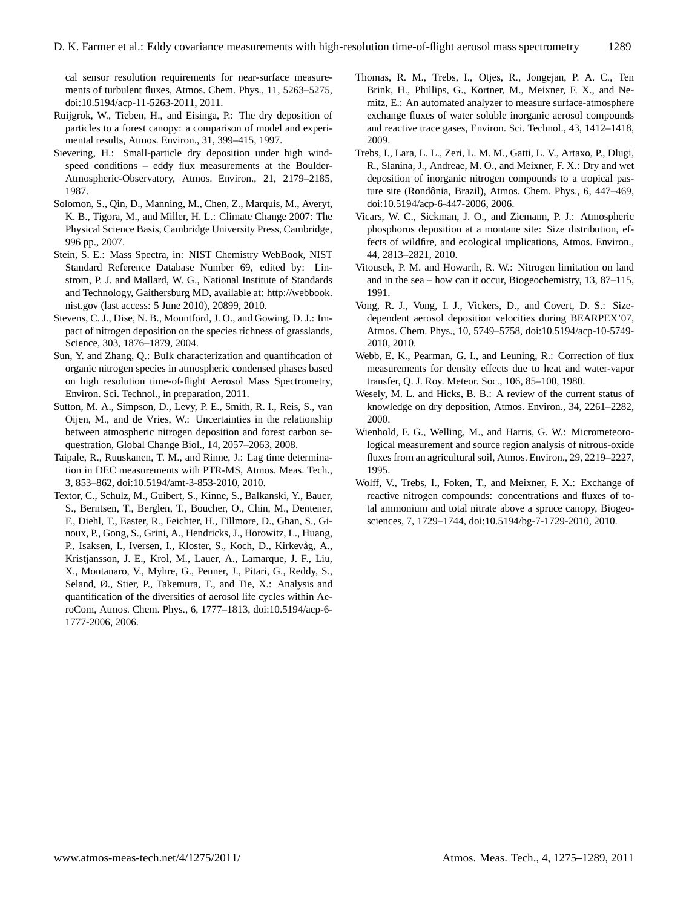cal sensor resolution requirements for near-surface measurements of turbulent fluxes, Atmos. Chem. Phys., 11, 5263–5275, doi:10.5194/acp-11-5263-2011, 2011.

Ruijgrok, W., Tieben, H., and Eisinga, P.: The dry deposition of particles to a forest canopy: a comparison of model and experimental results, Atmos. Environ., 31, 399–415, 1997.

Sievering, H.: Small-particle dry deposition under high wind-speed conditions – eddy flux measurements at the Boulder-Atmospheric-Observatory, Atmos. Environ., 21, 2179–2185, 1987.

Solomon, S., Qin, D., Manning, M., Chen, Z., Marquis, M., Averyt, K. B., Tigora, M., and Miller, H. L.: Climate Change 2007: The Physical Science Basis, Cambridge University Press, Cambridge, 996 pp., 2007.

Stein, S. E.: Mass Spectra, in: NIST Chemistry WebBook, NIST Standard Reference Database Number 69, edited by: Linstrom, P. J. and Mallard, W. G., National Institute of Standards and Technology, Gaithersburg MD, available at: http://webbook.nist.gov (last access: 5 June 2010), 20899, 2010.

Stevens, C. J., Dise, N. B., Mountford, J. O., and Gowing, D. J.: Impact of nitrogen deposition on the species richness of grasslands, Science, 303, 1876–1879, 2004.

Sun, Y. and Zhang, Q.: Bulk characterization and quantification of organic nitrogen species in atmospheric condensed phases based on high resolution time-of-flight Aerosol Mass Spectrometry, Environ. Sci. Technol., in preparation, 2011.

Sutton, M. A., Simpson, D., Levy, P. E., Smith, R. I., Reis, S., van Oijen, M., and de Vries, W.: Uncertainties in the relationship between atmospheric nitrogen deposition and forest carbon sequestration, Global Change Biol., 14, 2057–2063, 2008.

Taipale, R., Ruuskanen, T. M., and Rinne, J.: Lag time determination in DEC measurements with PTR-MS, Atmos. Meas. Tech., 3, 853–862, doi:10.5194/amt-3-853-2010, 2010.

Textor, C., Schulz, M., Guibert, S., Kinne, S., Balkanski, Y., Bauer, S., Berntsen, T., Berglen, T., Boucher, O., Chin, M., Dentener, F., Diehl, T., Easter, R., Feichter, H., Fillmore, D., Ghan, S., Ginoux, P., Gong, S., Grini, A., Hendricks, J., Horowitz, L., Huang, P., Isaksen, I., Iversen, I., Kloster, S., Koch, D., Kirkevåg, A., Kristjansson, J. E., Krol, M., Lauer, A., Lamarque, J. F., Liu, X., Montanaro, V., Myhre, G., Penner, J., Pitari, G., Reddy, S., Seland, Ø., Stier, P., Takemura, T., and Tie, X.: Analysis and quantification of the diversities of aerosol life cycles within AeroCom, Atmos. Chem. Phys., 6, 1777–1813, doi:10.5194/acp-6-1777-2006, 2006.

Thomas, R. M., Trebs, I., Otjes, R., Jongejan, P. A. C., Ten Brink, H., Phillips, G., Kortner, M., Meixner, F. X., and Nemitz, E.: An automated analyzer to measure surface-atmosphere exchange fluxes of water soluble inorganic aerosol compounds and reactive trace gases, Environ. Sci. Technol., 43, 1412–1418, 2009.

Trebs, I., Lara, L. L., Zeri, L. M. M., Gatti, L. V., Artaxo, P., Dlugi, R., Slanina, J., Andreae, M. O., and Meixner, F. X.: Dry and wet deposition of inorganic nitrogen compounds to a tropical pasture site (Rondônia, Brazil), Atmos. Chem. Phys., 6, 447–469, doi:10.5194/acp-6-447-2006, 2006.

Vicars, W. C., Sickman, J. O., and Ziemann, P. J.: Atmospheric phosphorus deposition at a montane site: Size distribution, effects of wildfire, and ecological implications, Atmos. Environ., 44, 2813–2821, 2010.

Vitousek, P. M. and Howarth, R. W.: Nitrogen limitation on land and in the sea – how can it occur, Biogeochemistry, 13, 87–115, 1991.

Vong, R. J., Vong, I. J., Vickers, D., and Covert, D. S.: Size-dependent aerosol deposition velocities during BEARPEX'07, Atmos. Chem. Phys., 10, 5749–5758, doi:10.5194/acp-10-5749-2010, 2010.

Webb, E. K., Pearman, G. I., and Leuning, R.: Correction of flux measurements for density effects due to heat and water-vapor transfer, Q. J. Roy. Meteor. Soc., 106, 85–100, 1980.

Wesely, M. L. and Hicks, B. B.: A review of the current status of knowledge on dry deposition, Atmos. Environ., 34, 2261–2282, 2000.

Wienhold, F. G., Welling, M., and Harris, G. W.: Micrometeorological measurement and source region analysis of nitrous-oxide fluxes from an agricultural soil, Atmos. Environ., 29, 2219–2227, 1995.

Wolff, V., Trebs, I., Foken, T., and Meixner, F. X.: Exchange of reactive nitrogen compounds: concentrations and fluxes of total ammonium and total nitrate above a spruce canopy, Biogeosciences, 7, 1729–1744, doi:10.5194/bg-7-1729-2010, 2010.